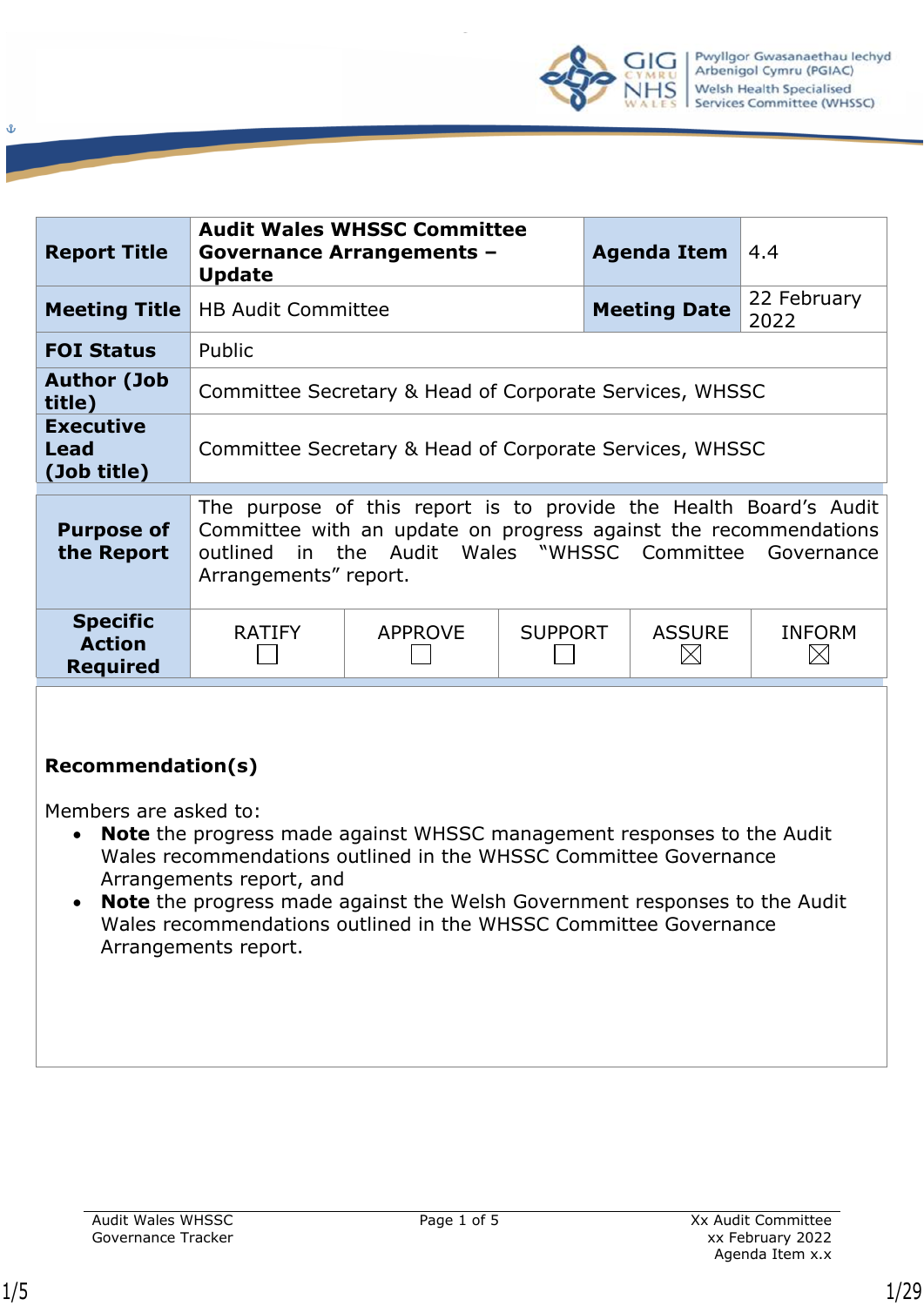| Report Title | Audit Wales WHSSC Committee Governance Arrangements – Update | Agenda Item | 4.4 |
| --- | --- | --- | --- |
| Meeting Title | HB Audit Committee | Meeting Date | 22 February 2022 |
| FOI Status | Public | | |
| Author (Job title) | Committee Secretary & Head of Corporate Services, WHSSC | | |
| Executive Lead (Job title) | Committee Secretary & Head of Corporate Services, WHSSC | | |

| Purpose of the Report | The purpose of this report is to provide the Health Board's Audit Committee with an update on progress against the recommendations outlined in the Audit Wales "WHSSC Committee Governance Arrangements" report. | | | | |
| --- | --- | --- | --- | --- | --- |
| Specific Action Required | RATIFY ☐ | APPROVE ☐ | SUPPORT ☐ | ASSURE ☒ | INFORM ☒ |

**Recommendation(s)**

Members are asked to:

- **Note** the progress made against WHSSC management responses to the Audit Wales recommendations outlined in the WHSSC Committee Governance Arrangements report, and
- **Note** the progress made against the Welsh Government responses to the Audit Wales recommendations outlined in the WHSSC Committee Governance Arrangements report.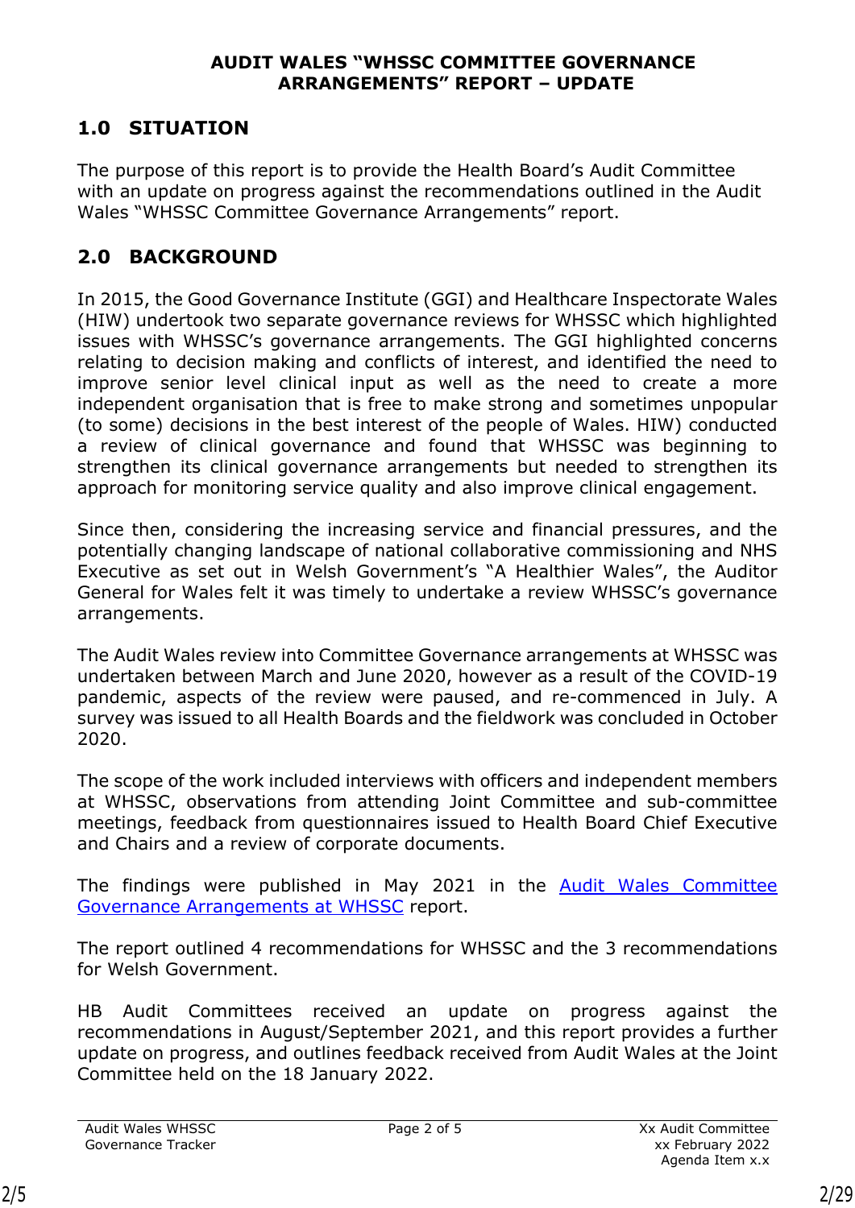**AUDIT WALES "WHSSC COMMITTEE GOVERNANCE ARRANGEMENTS" REPORT – UPDATE**

## 1.0 SITUATION

The purpose of this report is to provide the Health Board's Audit Committee with an update on progress against the recommendations outlined in the Audit Wales "WHSSC Committee Governance Arrangements" report.

## 2.0 BACKGROUND

In 2015, the Good Governance Institute (GGI) and Healthcare Inspectorate Wales (HIW) undertook two separate governance reviews for WHSSC which highlighted issues with WHSSC's governance arrangements. The GGI highlighted concerns relating to decision making and conflicts of interest, and identified the need to improve senior level clinical input as well as the need to create a more independent organisation that is free to make strong and sometimes unpopular (to some) decisions in the best interest of the people of Wales. HIW) conducted a review of clinical governance and found that WHSSC was beginning to strengthen its clinical governance arrangements but needed to strengthen its approach for monitoring service quality and also improve clinical engagement.

Since then, considering the increasing service and financial pressures, and the potentially changing landscape of national collaborative commissioning and NHS Executive as set out in Welsh Government's "A Healthier Wales", the Auditor General for Wales felt it was timely to undertake a review WHSSC's governance arrangements.

The Audit Wales review into Committee Governance arrangements at WHSSC was undertaken between March and June 2020, however as a result of the COVID-19 pandemic, aspects of the review were paused, and re-commenced in July. A survey was issued to all Health Boards and the fieldwork was concluded in October 2020.

The scope of the work included interviews with officers and independent members at WHSSC, observations from attending Joint Committee and sub-committee meetings, feedback from questionnaires issued to Health Board Chief Executive and Chairs and a review of corporate documents.

The findings were published in May 2021 in the Audit Wales Committee Governance Arrangements at WHSSC report.

The report outlined 4 recommendations for WHSSC and the 3 recommendations for Welsh Government.

HB Audit Committees received an update on progress against the recommendations in August/September 2021, and this report provides a further update on progress, and outlines feedback received from Audit Wales at the Joint Committee held on the 18 January 2022.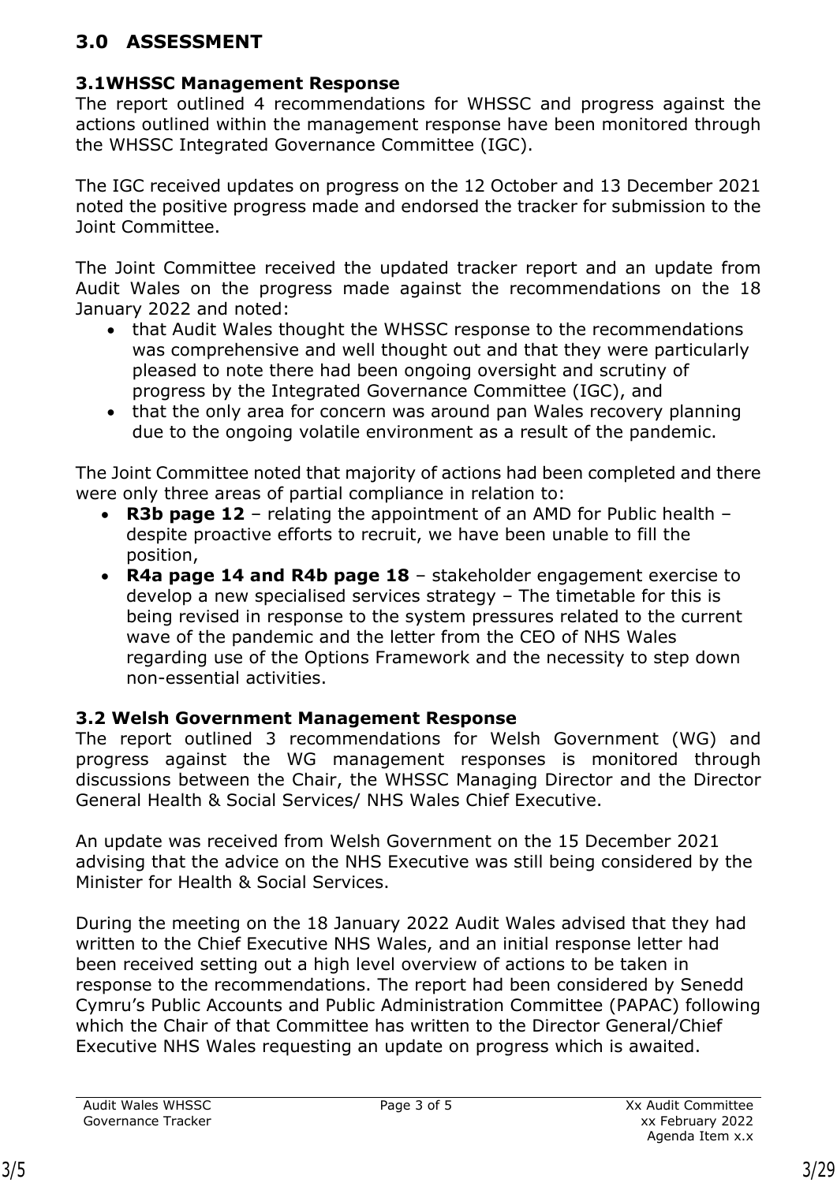## 3.0 ASSESSMENT

### 3.1WHSSC Management Response

The report outlined 4 recommendations for WHSSC and progress against the actions outlined within the management response have been monitored through the WHSSC Integrated Governance Committee (IGC).

The IGC received updates on progress on the 12 October and 13 December 2021 noted the positive progress made and endorsed the tracker for submission to the Joint Committee.

The Joint Committee received the updated tracker report and an update from Audit Wales on the progress made against the recommendations on the 18 January 2022 and noted:

- that Audit Wales thought the WHSSC response to the recommendations was comprehensive and well thought out and that they were particularly pleased to note there had been ongoing oversight and scrutiny of progress by the Integrated Governance Committee (IGC), and
- that the only area for concern was around pan Wales recovery planning due to the ongoing volatile environment as a result of the pandemic.

The Joint Committee noted that majority of actions had been completed and there were only three areas of partial compliance in relation to:

- **R3b page 12** – relating the appointment of an AMD for Public health – despite proactive efforts to recruit, we have been unable to fill the position,
- **R4a page 14 and R4b page 18** – stakeholder engagement exercise to develop a new specialised services strategy – The timetable for this is being revised in response to the system pressures related to the current wave of the pandemic and the letter from the CEO of NHS Wales regarding use of the Options Framework and the necessity to step down non-essential activities.

### 3.2 Welsh Government Management Response

The report outlined 3 recommendations for Welsh Government (WG) and progress against the WG management responses is monitored through discussions between the Chair, the WHSSC Managing Director and the Director General Health & Social Services/ NHS Wales Chief Executive.

An update was received from Welsh Government on the 15 December 2021 advising that the advice on the NHS Executive was still being considered by the Minister for Health & Social Services.

During the meeting on the 18 January 2022 Audit Wales advised that they had written to the Chief Executive NHS Wales, and an initial response letter had been received setting out a high level overview of actions to be taken in response to the recommendations. The report had been considered by Senedd Cymru's Public Accounts and Public Administration Committee (PAPAC) following which the Chair of that Committee has written to the Director General/Chief Executive NHS Wales requesting an update on progress which is awaited.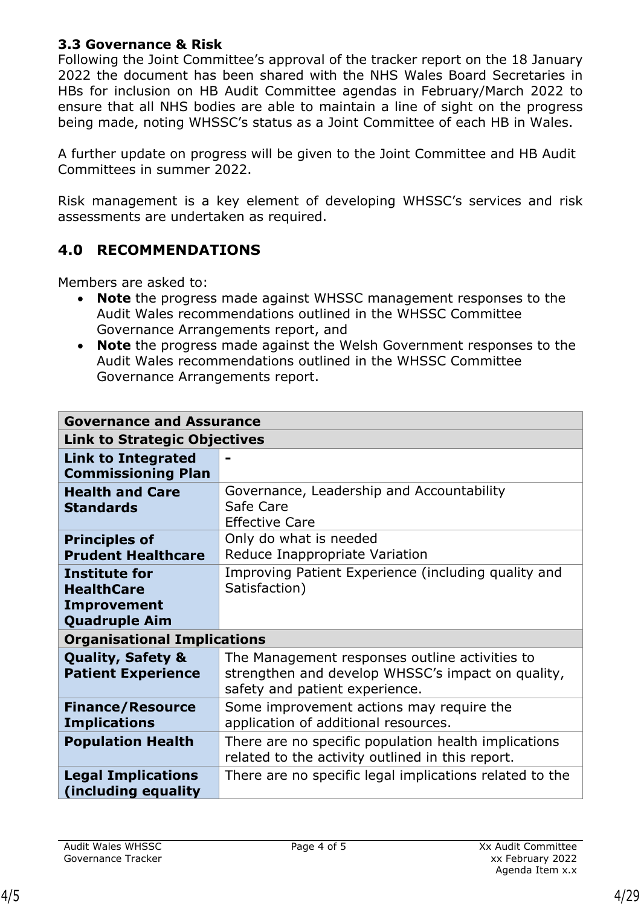### 3.3 Governance & Risk

Following the Joint Committee's approval of the tracker report on the 18 January 2022 the document has been shared with the NHS Wales Board Secretaries in HBs for inclusion on HB Audit Committee agendas in February/March 2022 to ensure that all NHS bodies are able to maintain a line of sight on the progress being made, noting WHSSC's status as a Joint Committee of each HB in Wales.

A further update on progress will be given to the Joint Committee and HB Audit Committees in summer 2022.

Risk management is a key element of developing WHSSC's services and risk assessments are undertaken as required.

## 4.0 RECOMMENDATIONS

Members are asked to:

- **Note** the progress made against WHSSC management responses to the Audit Wales recommendations outlined in the WHSSC Committee Governance Arrangements report, and
- **Note** the progress made against the Welsh Government responses to the Audit Wales recommendations outlined in the WHSSC Committee Governance Arrangements report.

| **Governance and Assurance** | |
|---|---|
| **Link to Strategic Objectives** | |
| **Link to Integrated Commissioning Plan** | - |
| **Health and Care Standards** | Governance, Leadership and Accountability<br>Safe Care<br>Effective Care |
| **Principles of Prudent Healthcare** | Only do what is needed<br>Reduce Inappropriate Variation |
| **Institute for HealthCare Improvement Quadruple Aim** | Improving Patient Experience (including quality and Satisfaction) |
| **Organisational Implications** | |
| **Quality, Safety & Patient Experience** | The Management responses outline activities to strengthen and develop WHSSC's impact on quality, safety and patient experience. |
| **Finance/Resource Implications** | Some improvement actions may require the application of additional resources. |
| **Population Health** | There are no specific population health implications related to the activity outlined in this report. |
| **Legal Implications (including equality** | There are no specific legal implications related to the |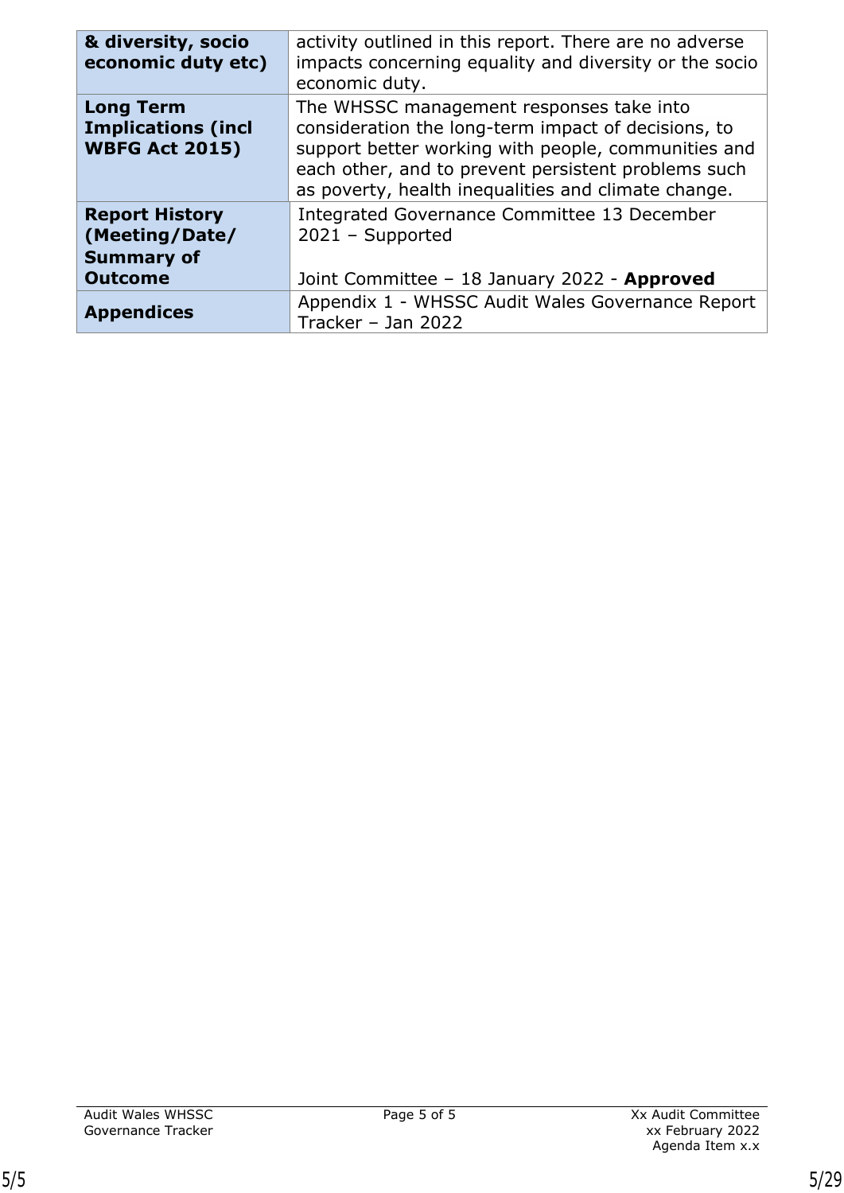| & diversity, socio economic duty etc) | activity outlined in this report. There are no adverse impacts concerning equality and diversity or the socio economic duty. |
| --- | --- |
| **Long Term Implications (incl WBFG Act 2015)** | The WHSSC management responses take into consideration the long-term impact of decisions, to support better working with people, communities and each other, and to prevent persistent problems such as poverty, health inequalities and climate change. |
| **Report History (Meeting/Date/ Summary of Outcome** | Integrated Governance Committee 13 December 2021 – Supported<br><br>Joint Committee – 18 January 2022 - **Approved** |
| **Appendices** | Appendix 1 - WHSSC Audit Wales Governance Report Tracker – Jan 2022 |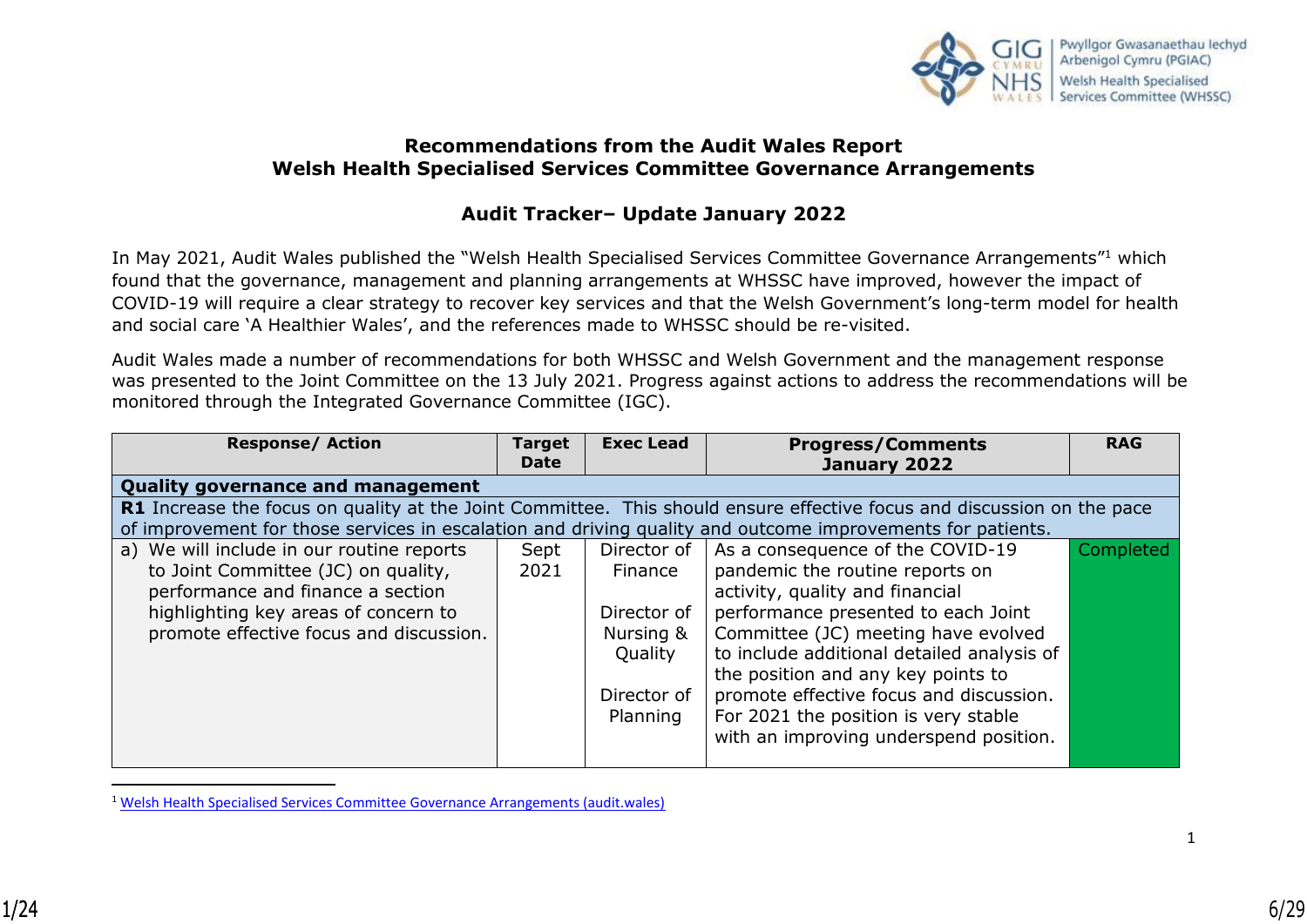# Recommendations from the Audit Wales Report
# Welsh Health Specialised Services Committee Governance Arrangements

## Audit Tracker– Update January 2022

In May 2021, Audit Wales published the "Welsh Health Specialised Services Committee Governance Arrangements"[1] which found that the governance, management and planning arrangements at WHSSC have improved, however the impact of COVID-19 will require a clear strategy to recover key services and that the Welsh Government's long-term model for health and social care 'A Healthier Wales', and the references made to WHSSC should be re-visited.

Audit Wales made a number of recommendations for both WHSSC and Welsh Government and the management response was presented to the Joint Committee on the 13 July 2021. Progress against actions to address the recommendations will be monitored through the Integrated Governance Committee (IGC).

| Response/ Action | Target Date | Exec Lead | Progress/Comments January 2022 | RAG |
|---|---|---|---|---|
| **Quality governance and management** | | | | |
| **R1** Increase the focus on quality at the Joint Committee. This should ensure effective focus and discussion on the pace of improvement for those services in escalation and driving quality and outcome improvements for patients. | | | | |
| a) We will include in our routine reports to Joint Committee (JC) on quality, performance and finance a section highlighting key areas of concern to promote effective focus and discussion. | Sept 2021 | Director of Finance<br><br>Director of Nursing & Quality<br><br>Director of Planning | As a consequence of the COVID-19 pandemic the routine reports on activity, quality and financial performance presented to each Joint Committee (JC) meeting have evolved to include additional detailed analysis of the position and any key points to promote effective focus and discussion. For 2021 the position is very stable with an improving underspend position. | Completed |

[1] Welsh Health Specialised Services Committee Governance Arrangements (audit.wales)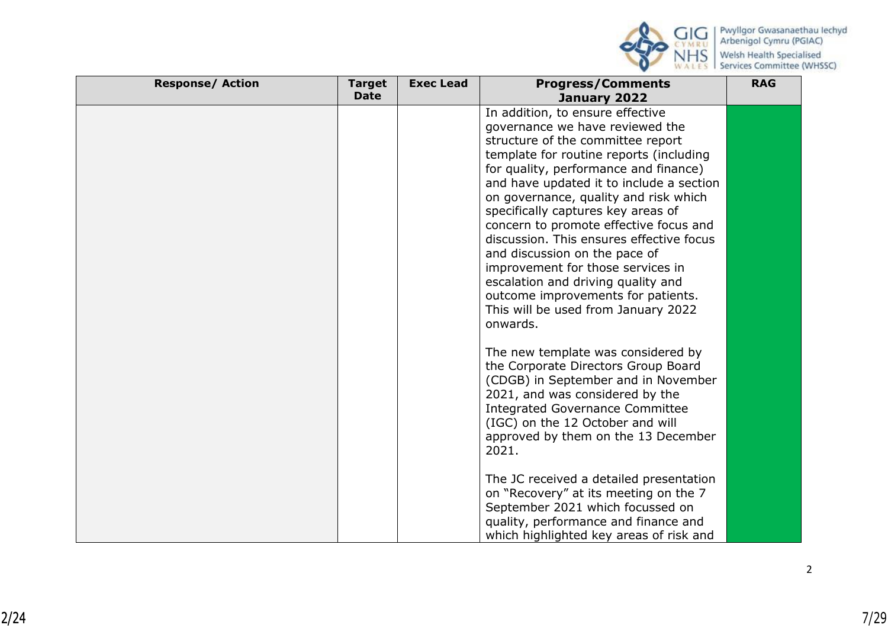| Response/ Action | Target Date | Exec Lead | Progress/Comments January 2022 | RAG |
|---|---|---|---|---|
| | | | In addition, to ensure effective governance we have reviewed the structure of the committee report template for routine reports (including for quality, performance and finance) and have updated it to include a section on governance, quality and risk which specifically captures key areas of concern to promote effective focus and discussion. This ensures effective focus and discussion on the pace of improvement for those services in escalation and driving quality and outcome improvements for patients. This will be used from January 2022 onwards.<br><br>The new template was considered by the Corporate Directors Group Board (CDGB) in September and in November 2021, and was considered by the Integrated Governance Committee (IGC) on the 12 October and will approved by them on the 13 December 2021.<br><br>The JC received a detailed presentation on "Recovery" at its meeting on the 7 September 2021 which focussed on quality, performance and finance and which highlighted key areas of risk and | |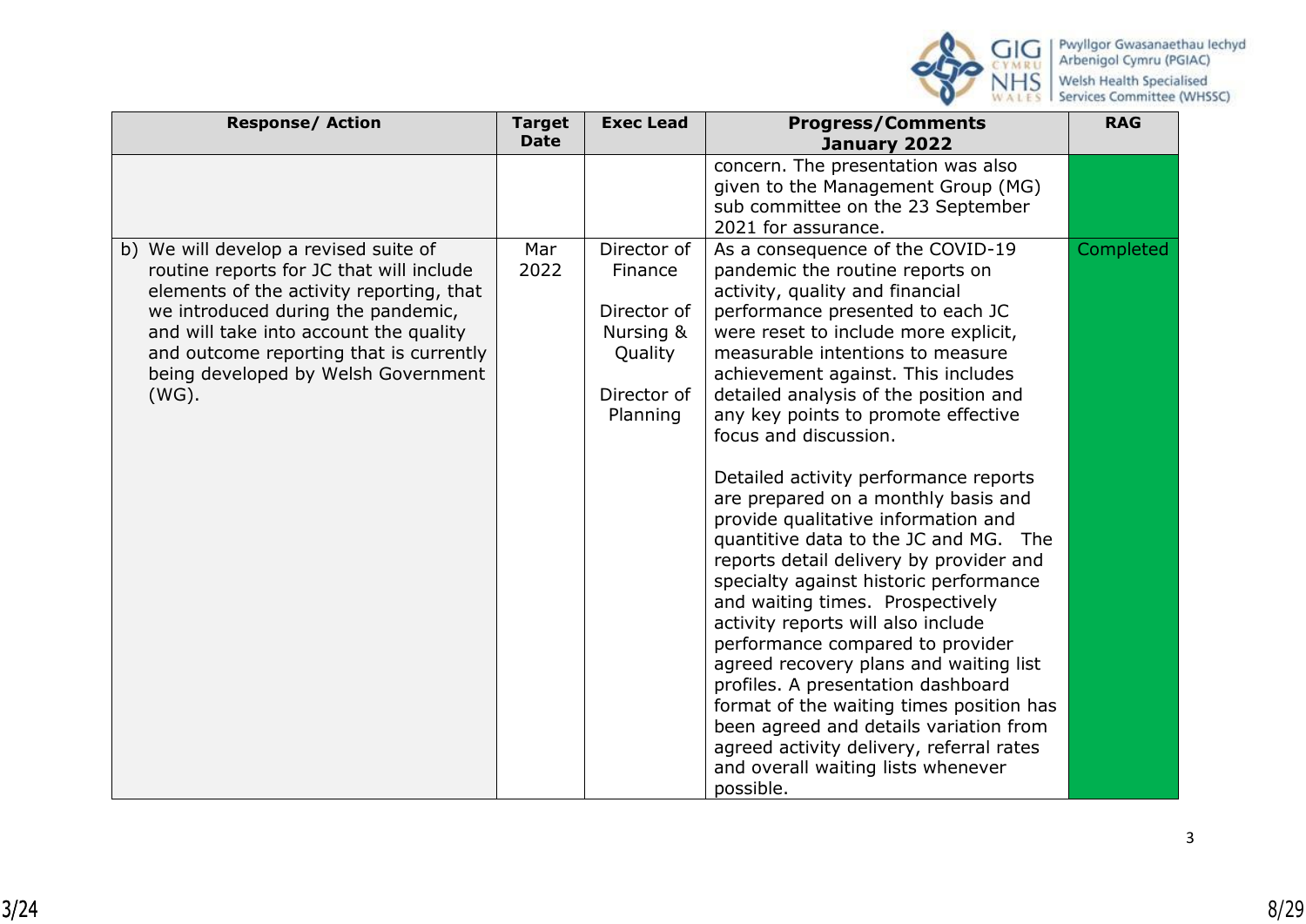| Response/ Action | Target Date | Exec Lead | Progress/Comments January 2022 | RAG |
|---|---|---|---|---|
| | | | concern. The presentation was also given to the Management Group (MG) sub committee on the 23 September 2021 for assurance. | |
| b) We will develop a revised suite of routine reports for JC that will include elements of the activity reporting, that we introduced during the pandemic, and will take into account the quality and outcome reporting that is currently being developed by Welsh Government (WG). | Mar 2022 | Director of Finance<br><br>Director of Nursing & Quality<br><br>Director of Planning | As a consequence of the COVID-19 pandemic the routine reports on activity, quality and financial performance presented to each JC were reset to include more explicit, measurable intentions to measure achievement against. This includes detailed analysis of the position and any key points to promote effective focus and discussion.<br><br>Detailed activity performance reports are prepared on a monthly basis and provide qualitative information and quantitive data to the JC and MG. The reports detail delivery by provider and specialty against historic performance and waiting times. Prospectively activity reports will also include performance compared to provider agreed recovery plans and waiting list profiles. A presentation dashboard format of the waiting times position has been agreed and details variation from agreed activity delivery, referral rates and overall waiting lists whenever possible. | Completed |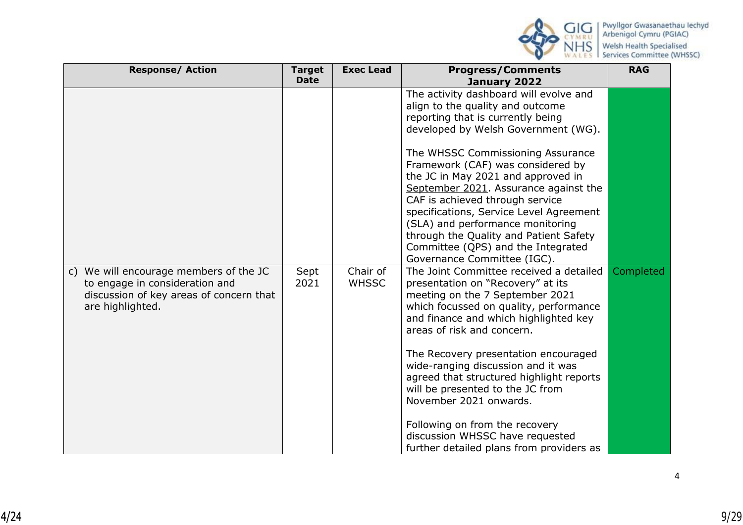| Response/ Action | Target Date | Exec Lead | Progress/Comments January 2022 | RAG |
|---|---|---|---|---|
| | | | The activity dashboard will evolve and align to the quality and outcome reporting that is currently being developed by Welsh Government (WG).<br><br>The WHSSC Commissioning Assurance Framework (CAF) was considered by the JC in May 2021 and approved in September 2021. Assurance against the CAF is achieved through service specifications, Service Level Agreement (SLA) and performance monitoring through the Quality and Patient Safety Committee (QPS) and the Integrated Governance Committee (IGC). | |
| c) We will encourage members of the JC to engage in consideration and discussion of key areas of concern that are highlighted. | Sept 2021 | Chair of WHSSC | The Joint Committee received a detailed presentation on "Recovery" at its meeting on the 7 September 2021 which focussed on quality, performance and finance and which highlighted key areas of risk and concern.<br><br>The Recovery presentation encouraged wide-ranging discussion and it was agreed that structured highlight reports will be presented to the JC from November 2021 onwards.<br><br>Following on from the recovery discussion WHSSC have requested further detailed plans from providers as | Completed |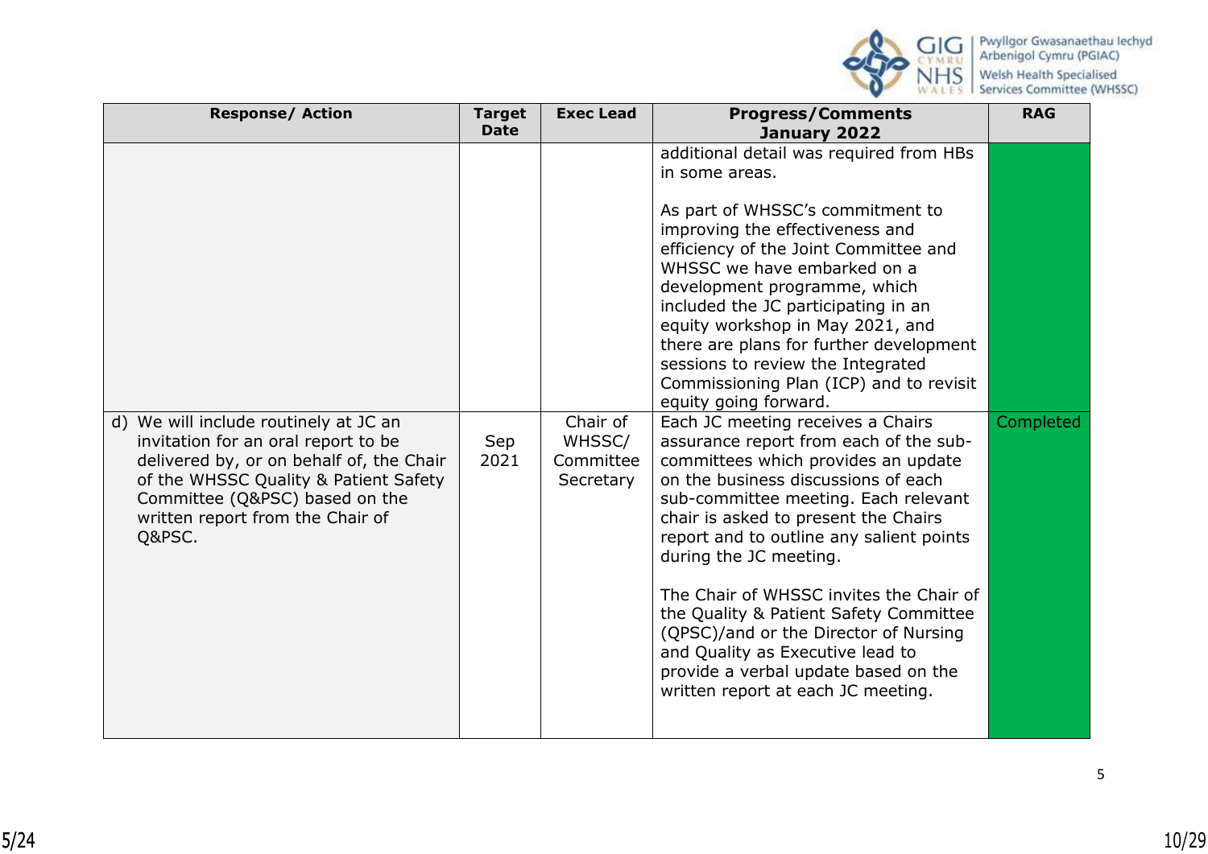| Response/ Action | Target Date | Exec Lead | Progress/Comments January 2022 | RAG |
|---|---|---|---|---|
| | | | additional detail was required from HBs in some areas.<br><br>As part of WHSSC's commitment to improving the effectiveness and efficiency of the Joint Committee and WHSSC we have embarked on a development programme, which included the JC participating in an equity workshop in May 2021, and there are plans for further development sessions to review the Integrated Commissioning Plan (ICP) and to revisit equity going forward. | |
| d) We will include routinely at JC an invitation for an oral report to be delivered by, or on behalf of, the Chair of the WHSSC Quality & Patient Safety Committee (Q&PSC) based on the written report from the Chair of Q&PSC. | Sep 2021 | Chair of WHSSC/ Committee Secretary | Each JC meeting receives a Chairs assurance report from each of the sub-committees which provides an update on the business discussions of each sub-committee meeting. Each relevant chair is asked to present the Chairs report and to outline any salient points during the JC meeting.<br><br>The Chair of WHSSC invites the Chair of the Quality & Patient Safety Committee (QPSC)/and or the Director of Nursing and Quality as Executive lead to provide a verbal update based on the written report at each JC meeting. | Completed |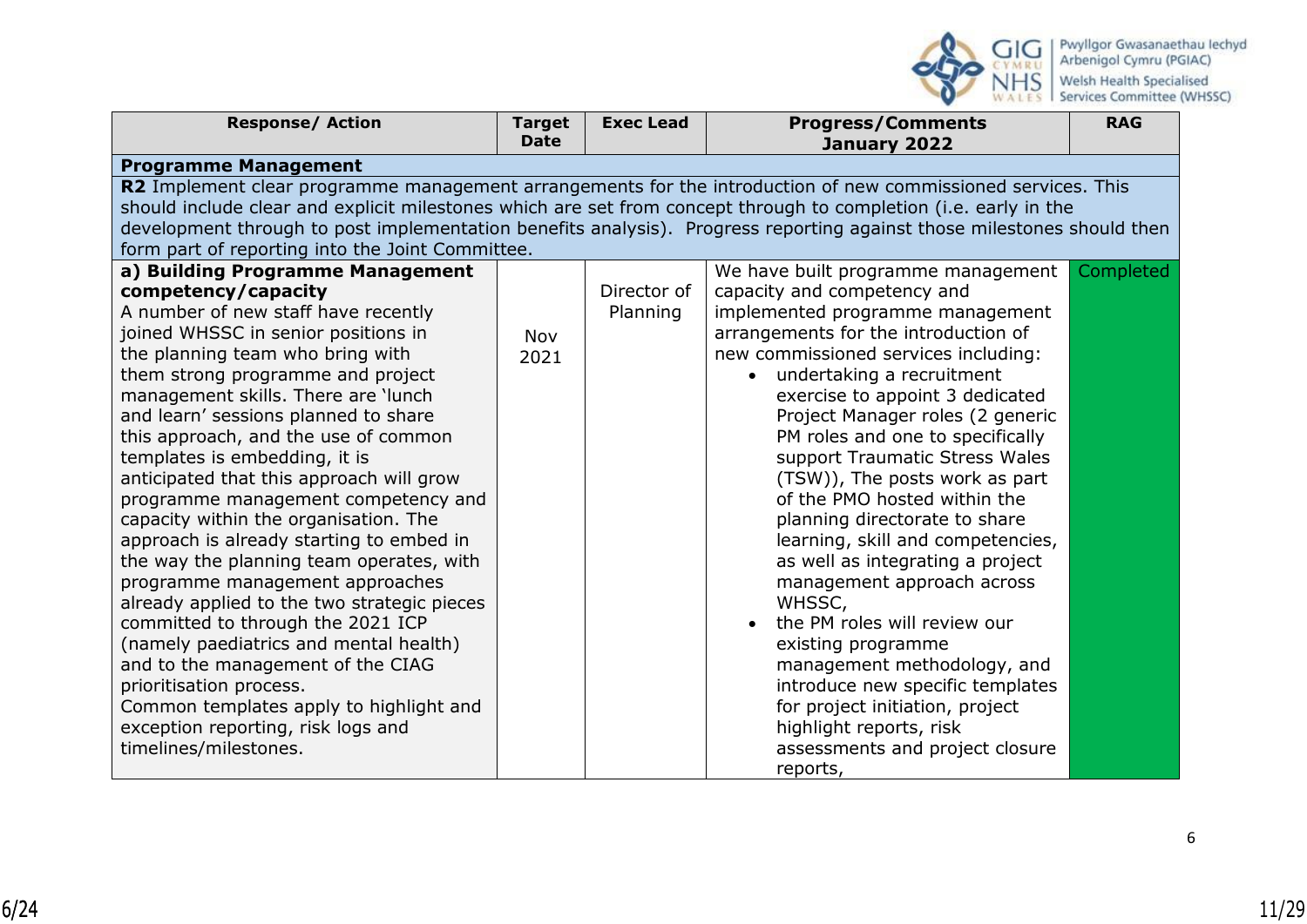| Response/ Action | Target Date | Exec Lead | Progress/Comments January 2022 | RAG |
|---|---|---|---|---|
| **Programme Management** | | | | |
| **R2** Implement clear programme management arrangements for the introduction of new commissioned services. This should include clear and explicit milestones which are set from concept through to completion (i.e. early in the development through to post implementation benefits analysis). Progress reporting against those milestones should then form part of reporting into the Joint Committee. | | | | |
| **a) Building Programme Management competency/capacity**<br>A number of new staff have recently joined WHSSC in senior positions in the planning team who bring with them strong programme and project management skills. There are 'lunch and learn' sessions planned to share this approach, and the use of common templates is embedding, it is anticipated that this approach will grow programme management competency and capacity within the organisation. The approach is already starting to embed in the way the planning team operates, with programme management approaches already applied to the two strategic pieces committed to through the 2021 ICP (namely paediatrics and mental health) and to the management of the CIAG prioritisation process.<br>Common templates apply to highlight and exception reporting, risk logs and timelines/milestones. | Nov 2021 | Director of Planning | We have built programme management capacity and competency and implemented programme management arrangements for the introduction of new commissioned services including:<br>• undertaking a recruitment exercise to appoint 3 dedicated Project Manager roles (2 generic PM roles and one to specifically support Traumatic Stress Wales (TSW)), The posts work as part of the PMO hosted within the planning directorate to share learning, skill and competencies, as well as integrating a project management approach across WHSSC,<br>• the PM roles will review our existing programme management methodology, and introduce new specific templates for project initiation, project highlight reports, risk assessments and project closure reports, | Completed |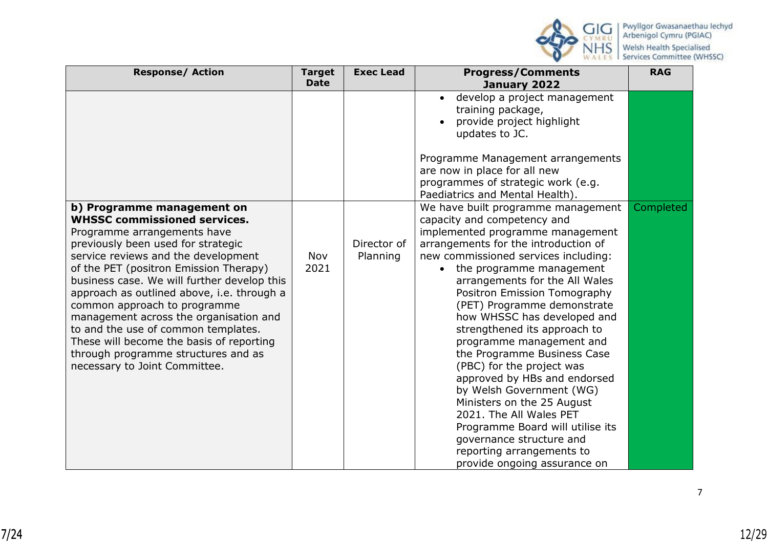| Response/ Action | Target Date | Exec Lead | Progress/Comments January 2022 | RAG |
|---|---|---|---|---|
| | | | • develop a project management training package,<br>• provide project highlight updates to JC.<br><br>Programme Management arrangements are now in place for all new programmes of strategic work (e.g. Paediatrics and Mental Health). | |
| **b) Programme management on WHSSC commissioned services.**<br>Programme arrangements have previously been used for strategic service reviews and the development of the PET (positron Emission Therapy) business case. We will further develop this approach as outlined above, i.e. through a common approach to programme management across the organisation and to and the use of common templates. These will become the basis of reporting through programme structures and as necessary to Joint Committee. | Nov 2021 | Director of Planning | We have built programme management capacity and competency and implemented programme management arrangements for the introduction of new commissioned services including:<br>• the programme management arrangements for the All Wales Positron Emission Tomography (PET) Programme demonstrate how WHSSC has developed and strengthened its approach to programme management and the Programme Business Case (PBC) for the project was approved by HBs and endorsed by Welsh Government (WG) Ministers on the 25 August 2021. The All Wales PET Programme Board will utilise its governance structure and reporting arrangements to provide ongoing assurance on | Completed |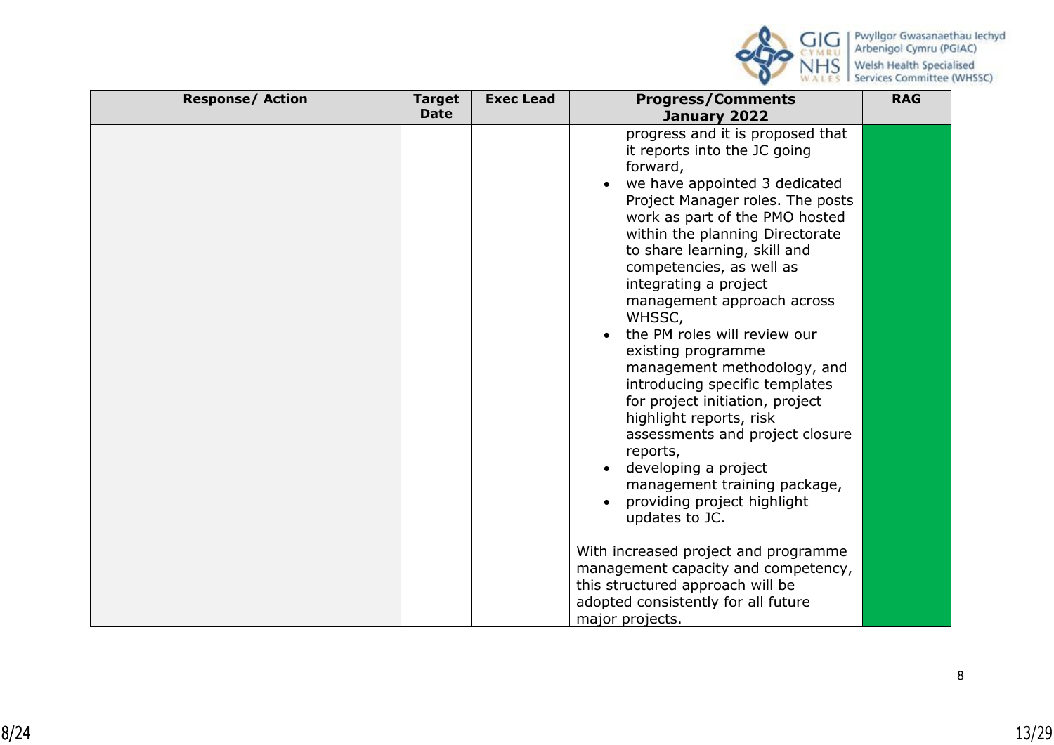| Response/ Action | Target Date | Exec Lead | Progress/Comments January 2022 | RAG |
|---|---|---|---|---|
| | | | progress and it is proposed that it reports into the JC going forward,<br>• we have appointed 3 dedicated Project Manager roles. The posts work as part of the PMO hosted within the planning Directorate to share learning, skill and competencies, as well as integrating a project management approach across WHSSC,<br>• the PM roles will review our existing programme management methodology, and introducing specific templates for project initiation, project highlight reports, risk assessments and project closure reports,<br>• developing a project management training package,<br>• providing project highlight updates to JC.<br><br>With increased project and programme management capacity and competency, this structured approach will be adopted consistently for all future major projects. | |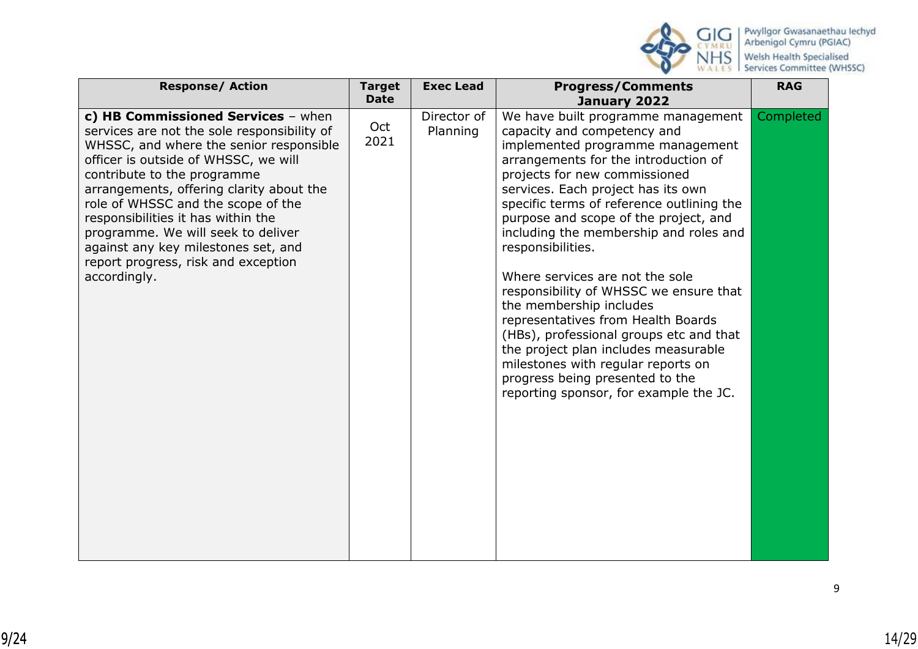| Response/ Action | Target Date | Exec Lead | Progress/Comments January 2022 | RAG |
|---|---|---|---|---|
| **c) HB Commissioned Services** – when services are not the sole responsibility of WHSSC, and where the senior responsible officer is outside of WHSSC, we will contribute to the programme arrangements, offering clarity about the role of WHSSC and the scope of the responsibilities it has within the programme. We will seek to deliver against any key milestones set, and report progress, risk and exception accordingly. | Oct 2021 | Director of Planning | We have built programme management capacity and competency and implemented programme management arrangements for the introduction of projects for new commissioned services. Each project has its own specific terms of reference outlining the purpose and scope of the project, and including the membership and roles and responsibilities.<br><br>Where services are not the sole responsibility of WHSSC we ensure that the membership includes representatives from Health Boards (HBs), professional groups etc and that the project plan includes measurable milestones with regular reports on progress being presented to the reporting sponsor, for example the JC. | Completed |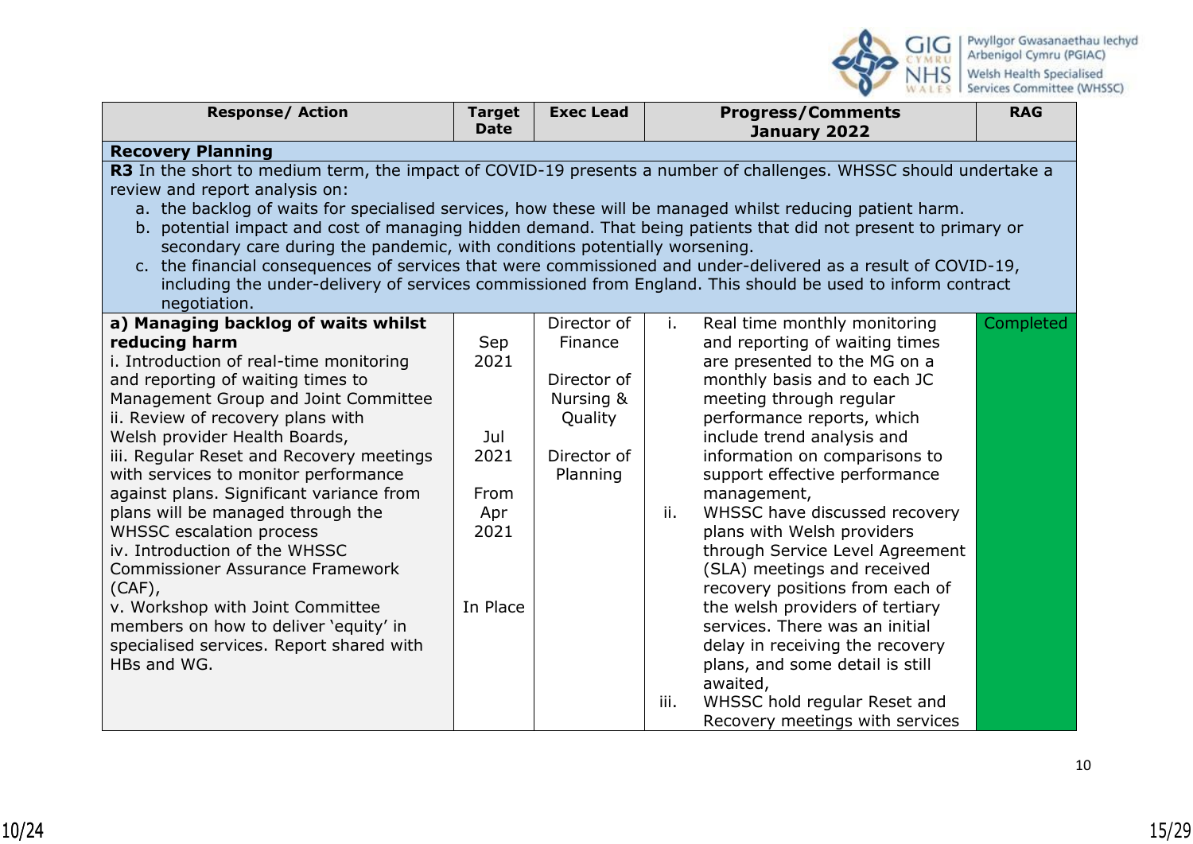| Response/ Action | Target Date | Exec Lead | Progress/Comments January 2022 | RAG |
|---|---|---|---|---|
| **Recovery Planning** | | | | |
| **R3** In the short to medium term, the impact of COVID-19 presents a number of challenges. WHSSC should undertake a review and report analysis on: a. the backlog of waits for specialised services, how these will be managed whilst reducing patient harm. b. potential impact and cost of managing hidden demand. That being patients that did not present to primary or secondary care during the pandemic, with conditions potentially worsening. c. the financial consequences of services that were commissioned and under-delivered as a result of COVID-19, including the under-delivery of services commissioned from England. This should be used to inform contract negotiation. | | | | |
| **a) Managing backlog of waits whilst reducing harm**<br>i. Introduction of real-time monitoring and reporting of waiting times to Management Group and Joint Committee<br>ii. Review of recovery plans with Welsh provider Health Boards,<br>iii. Regular Reset and Recovery meetings with services to monitor performance against plans. Significant variance from plans will be managed through the WHSSC escalation process<br>iv. Introduction of the WHSSC Commissioner Assurance Framework (CAF),<br>v. Workshop with Joint Committee members on how to deliver 'equity' in specialised services. Report shared with HBs and WG. | Sep 2021<br><br>Jul 2021<br><br>From Apr 2021<br><br>In Place | Director of Finance<br><br>Director of Nursing & Quality<br><br>Director of Planning | i. Real time monthly monitoring and reporting of waiting times are presented to the MG on a monthly basis and to each JC meeting through regular performance reports, which include trend analysis and information on comparisons to support effective performance management,<br>ii. WHSSC have discussed recovery plans with Welsh providers through Service Level Agreement (SLA) meetings and received recovery positions from each of the welsh providers of tertiary services. There was an initial delay in receiving the recovery plans, and some detail is still awaited,<br>iii. WHSSC hold regular Reset and Recovery meetings with services | Completed |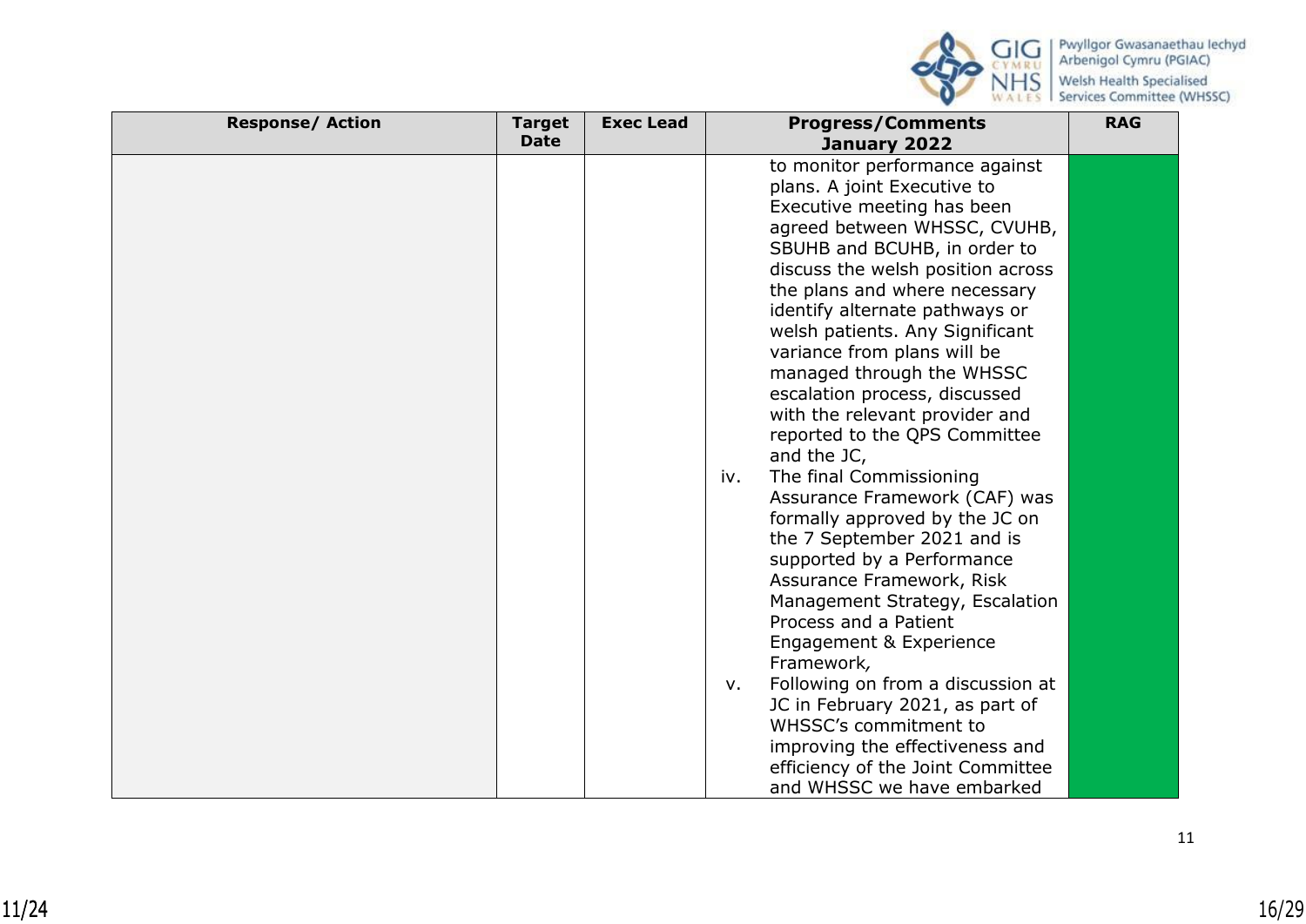| Response/ Action | Target Date | Exec Lead | Progress/Comments January 2022 | RAG |
|---|---|---|---|---|
| | | | to monitor performance against plans. A joint Executive to Executive meeting has been agreed between WHSSC, CVUHB, SBUHB and BCUHB, in order to discuss the welsh position across the plans and where necessary identify alternate pathways or welsh patients. Any Significant variance from plans will be managed through the WHSSC escalation process, discussed with the relevant provider and reported to the QPS Committee and the JC,<br>iv. The final Commissioning Assurance Framework (CAF) was formally approved by the JC on the 7 September 2021 and is supported by a Performance Assurance Framework, Risk Management Strategy, Escalation Process and a Patient Engagement & Experience Framework,<br>v. Following on from a discussion at JC in February 2021, as part of WHSSC's commitment to improving the effectiveness and efficiency of the Joint Committee and WHSSC we have embarked | Green |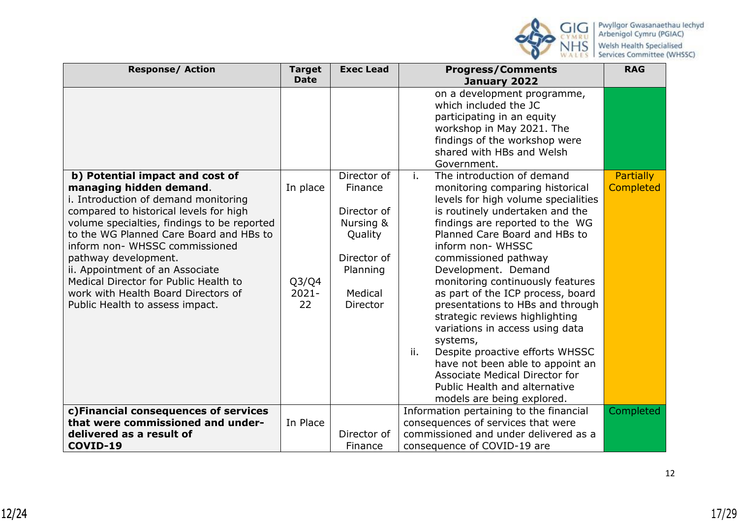| Response/ Action | Target Date | Exec Lead | Progress/Comments January 2022 | RAG |
|---|---|---|---|---|
| | | | on a development programme, which included the JC participating in an equity workshop in May 2021. The findings of the workshop were shared with HBs and Welsh Government. | |
| **b) Potential impact and cost of managing hidden demand**.<br>i. Introduction of demand monitoring compared to historical levels for high volume specialties, findings to be reported to the WG Planned Care Board and HBs to inform non- WHSSC commissioned pathway development.<br>ii. Appointment of an Associate Medical Director for Public Health to work with Health Board Directors of Public Health to assess impact. | In place<br><br>Q3/Q4 2021-22 | Director of Finance<br><br>Director of Nursing & Quality<br><br>Director of Planning<br><br>Medical Director | i. The introduction of demand monitoring comparing historical levels for high volume specialities is routinely undertaken and the findings are reported to the WG Planned Care Board and HBs to inform non- WHSSC commissioned pathway Development. Demand monitoring continuously features as part of the ICP process, board presentations to HBs and through strategic reviews highlighting variations in access using data systems,<br>ii. Despite proactive efforts WHSSC have not been able to appoint an Associate Medical Director for Public Health and alternative models are being explored. | Partially Completed |
| **c) Financial consequences of services that were commissioned and under-delivered as a result of COVID-19** | In Place | Director of Finance | Information pertaining to the financial consequences of services that were commissioned and under delivered as a consequence of COVID-19 are | Completed |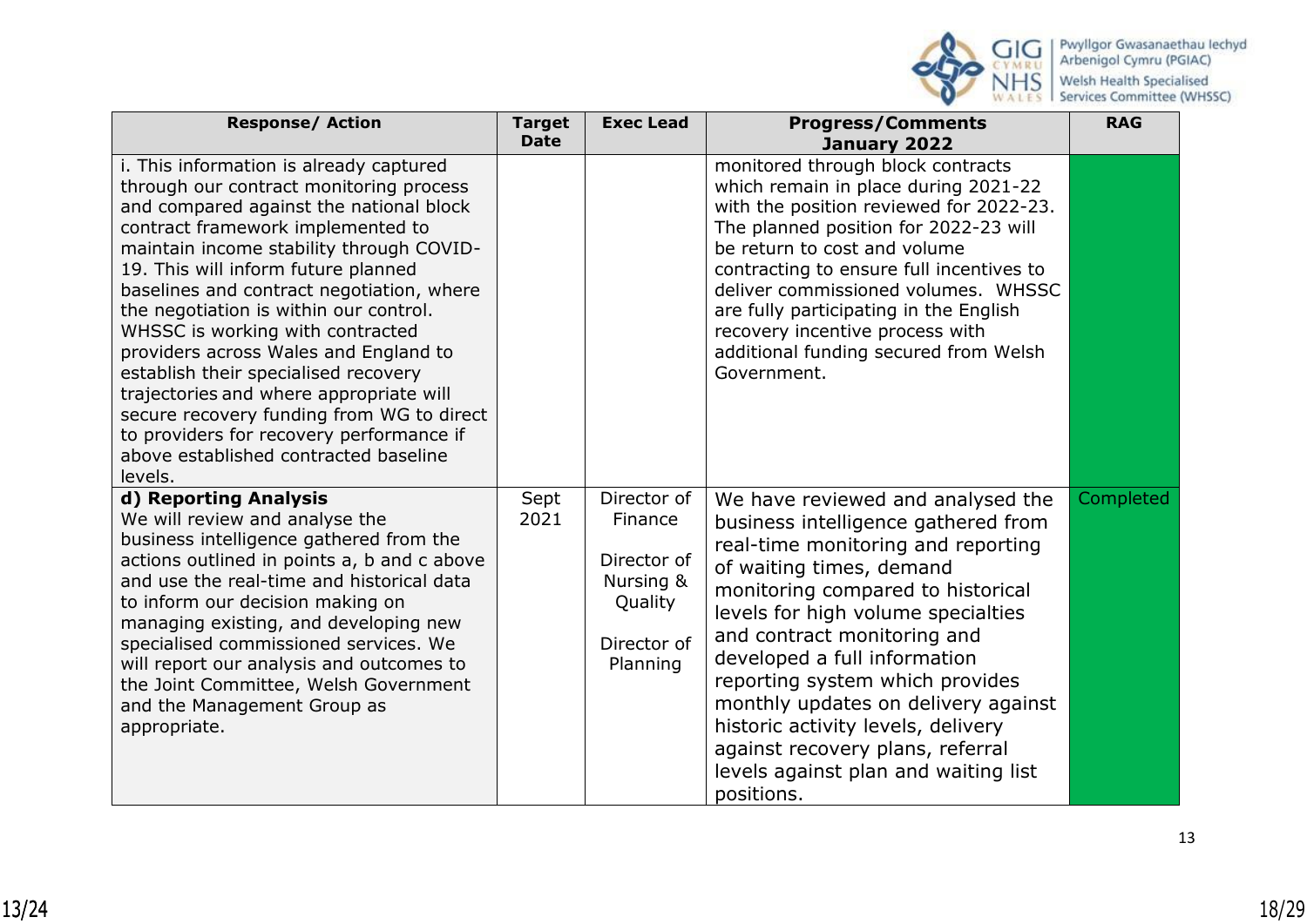| Response/ Action | Target Date | Exec Lead | Progress/Comments January 2022 | RAG |
|---|---|---|---|---|
| i. This information is already captured through our contract monitoring process and compared against the national block contract framework implemented to maintain income stability through COVID-19. This will inform future planned baselines and contract negotiation, where the negotiation is within our control. WHSSC is working with contracted providers across Wales and England to establish their specialised recovery trajectories and where appropriate will secure recovery funding from WG to direct to providers for recovery performance if above established contracted baseline levels. | | | monitored through block contracts which remain in place during 2021-22 with the position reviewed for 2022-23. The planned position for 2022-23 will be return to cost and volume contracting to ensure full incentives to deliver commissioned volumes. WHSSC are fully participating in the English recovery incentive process with additional funding secured from Welsh Government. | |
| **d) Reporting Analysis** We will review and analyse the business intelligence gathered from the actions outlined in points a, b and c above and use the real-time and historical data to inform our decision making on managing existing, and developing new specialised commissioned services. We will report our analysis and outcomes to the Joint Committee, Welsh Government and the Management Group as appropriate. | Sept 2021 | Director of Finance<br><br>Director of Nursing & Quality<br><br>Director of Planning | We have reviewed and analysed the business intelligence gathered from real-time monitoring and reporting of waiting times, demand monitoring compared to historical levels for high volume specialties and contract monitoring and developed a full information reporting system which provides monthly updates on delivery against historic activity levels, delivery against recovery plans, referral levels against plan and waiting list positions. | Completed |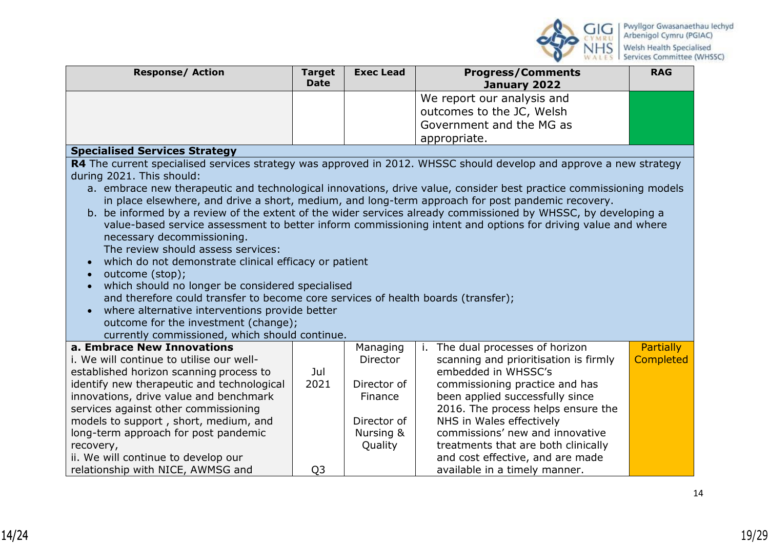| Response/ Action | Target Date | Exec Lead | Progress/Comments January 2022 | RAG |
|---|---|---|---|---|
| | | | We report our analysis and outcomes to the JC, Welsh Government and the MG as appropriate. | |
| **Specialised Services Strategy** | | | | |
| **R4** The current specialised services strategy was approved in 2012. WHSSC should develop and approve a new strategy during 2021. This should: a. embrace new therapeutic and technological innovations, drive value, consider best practice commissioning models in place elsewhere, and drive a short, medium, and long-term approach for post pandemic recovery. b. be informed by a review of the extent of the wider services already commissioned by WHSSC, by developing a value-based service assessment to better inform commissioning intent and options for driving value and where necessary decommissioning. The review should assess services: • which do not demonstrate clinical efficacy or patient • outcome (stop); • which should no longer be considered specialised and therefore could transfer to become core services of health boards (transfer); • where alternative interventions provide better outcome for the investment (change); currently commissioned, which should continue. | | | | |
| **a. Embrace New Innovations**<br>i. We will continue to utilise our well-established horizon scanning process to identify new therapeutic and technological innovations, drive value and benchmark services against other commissioning models to support , short, medium, and long-term approach for post pandemic recovery,<br>ii. We will continue to develop our relationship with NICE, AWMSG and | Jul 2021<br><br><br><br><br><br><br>Q3 | Managing Director<br><br>Director of Finance<br><br>Director of Nursing & Quality | i. The dual processes of horizon scanning and prioritisation is firmly embedded in WHSSC's commissioning practice and has been applied successfully since 2016. The process helps ensure the NHS in Wales effectively commissions' new and innovative treatments that are both clinically and cost effective, and are made available in a timely manner. | Partially Completed |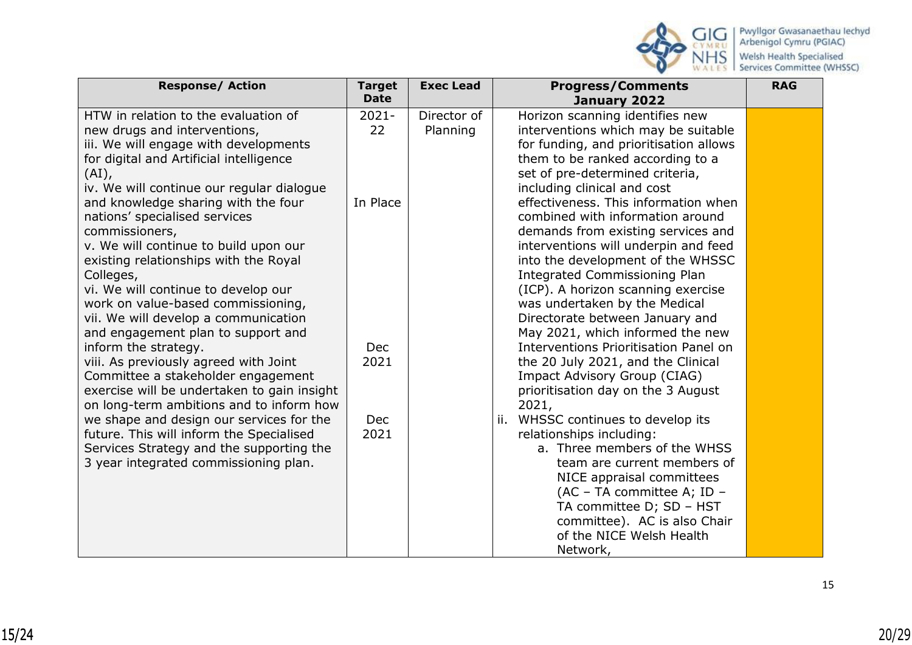| Response/ Action | Target Date | Exec Lead | Progress/Comments January 2022 | RAG |
|---|---|---|---|---|
| HTW in relation to the evaluation of new drugs and interventions,<br>iii. We will engage with developments for digital and Artificial intelligence (AI),<br>iv. We will continue our regular dialogue and knowledge sharing with the four nations' specialised services commissioners,<br>v. We will continue to build upon our existing relationships with the Royal Colleges,<br>vi. We will continue to develop our work on value-based commissioning,<br>vii. We will develop a communication and engagement plan to support and inform the strategy.<br>viii. As previously agreed with Joint Committee a stakeholder engagement exercise will be undertaken to gain insight on long-term ambitions and to inform how we shape and design our services for the future. This will inform the Specialised Services Strategy and the supporting the 3 year integrated commissioning plan. | 2021-22<br><br>In Place<br><br>Dec 2021<br><br>Dec 2021 | Director of Planning | Horizon scanning identifies new interventions which may be suitable for funding, and prioritisation allows them to be ranked according to a set of pre-determined criteria, including clinical and cost effectiveness. This information when combined with information around demands from existing services and interventions will underpin and feed into the development of the WHSSC Integrated Commissioning Plan (ICP). A horizon scanning exercise was undertaken by the Medical Directorate between January and May 2021, which informed the new Interventions Prioritisation Panel on the 20 July 2021, and the Clinical Impact Advisory Group (CIAG) prioritisation day on the 3 August 2021,<br>ii. WHSSC continues to develop its relationships including:<br>a. Three members of the WHSS team are current members of NICE appraisal committees (AC – TA committee A; ID – TA committee D; SD – HST committee). AC is also Chair of the NICE Welsh Health Network, | |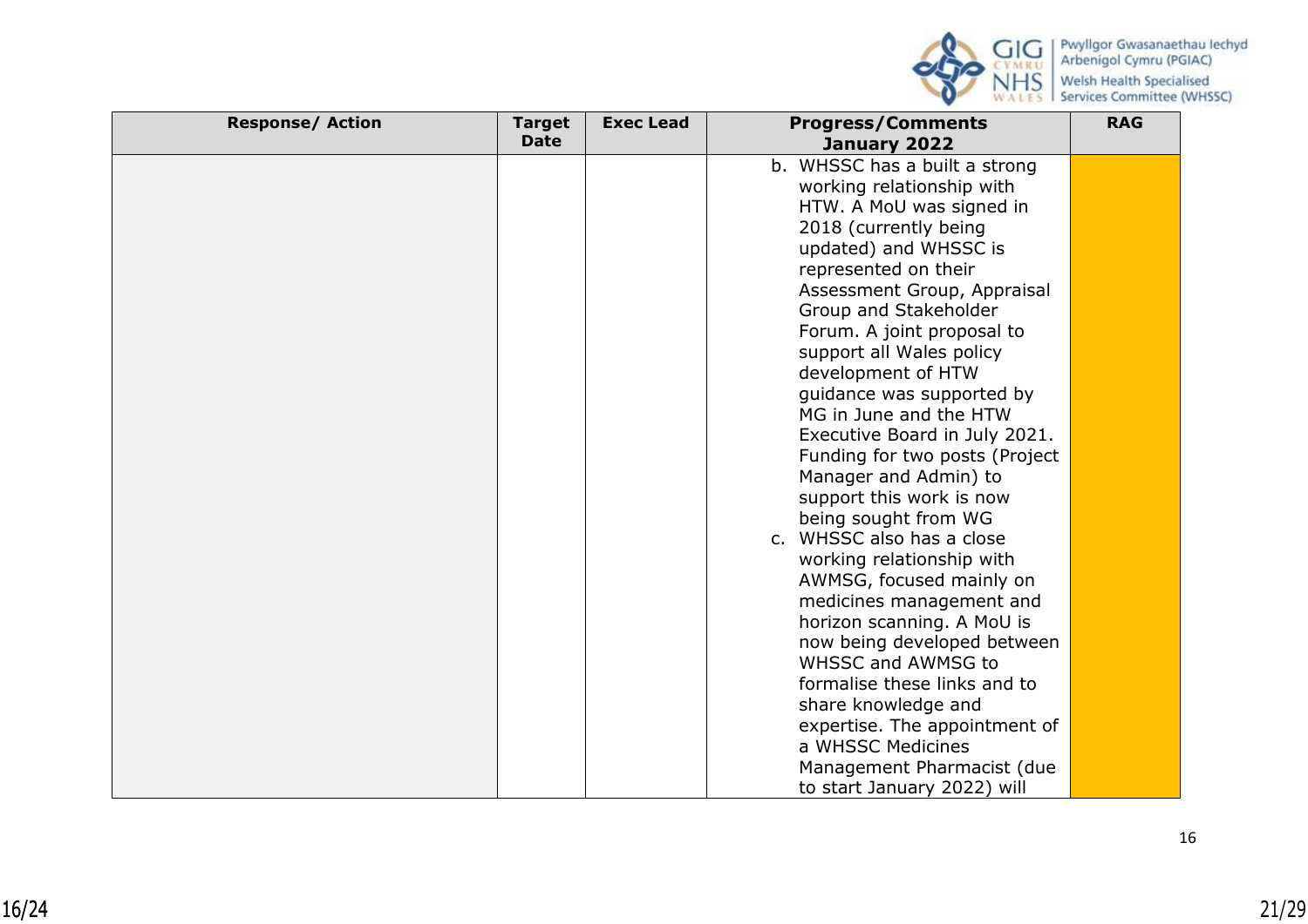| Response/ Action | Target Date | Exec Lead | Progress/Comments January 2022 | RAG |
|---|---|---|---|---|
| | | | b. WHSSC has a built a strong working relationship with HTW. A MoU was signed in 2018 (currently being updated) and WHSSC is represented on their Assessment Group, Appraisal Group and Stakeholder Forum. A joint proposal to support all Wales policy development of HTW guidance was supported by MG in June and the HTW Executive Board in July 2021. Funding for two posts (Project Manager and Admin) to support this work is now being sought from WG<br>c. WHSSC also has a close working relationship with AWMSG, focused mainly on medicines management and horizon scanning. A MoU is now being developed between WHSSC and AWMSG to formalise these links and to share knowledge and expertise. The appointment of a WHSSC Medicines Management Pharmacist (due to start January 2022) will | |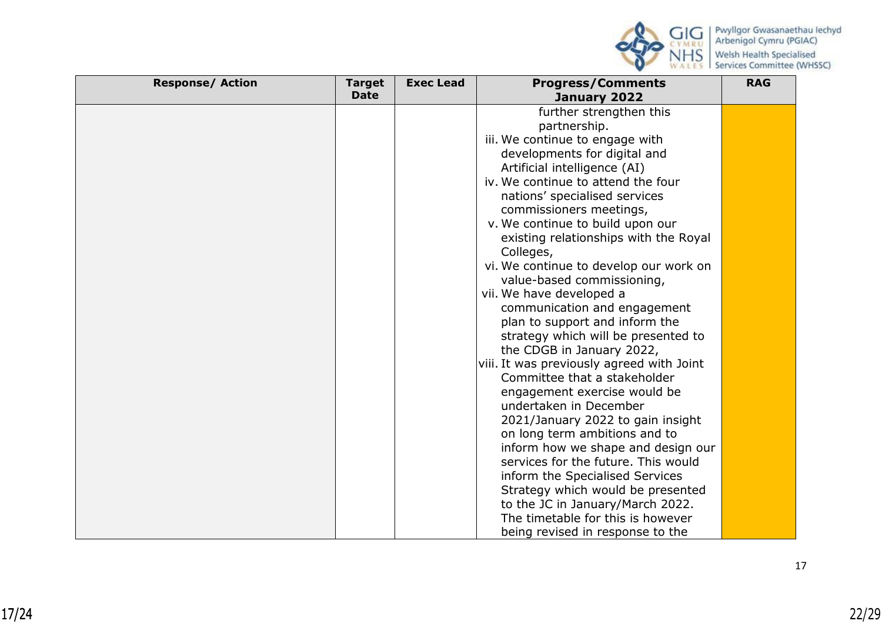| Response/ Action | Target Date | Exec Lead | Progress/Comments January 2022 | RAG |
|---|---|---|---|---|
| | | | further strengthen this partnership.<br>iii. We continue to engage with developments for digital and Artificial intelligence (AI)<br>iv. We continue to attend the four nations' specialised services commissioners meetings,<br>v. We continue to build upon our existing relationships with the Royal Colleges,<br>vi. We continue to develop our work on value-based commissioning,<br>vii. We have developed a communication and engagement plan to support and inform the strategy which will be presented to the CDGB in January 2022,<br>viii. It was previously agreed with Joint Committee that a stakeholder engagement exercise would be undertaken in December 2021/January 2022 to gain insight on long term ambitions and to inform how we shape and design our services for the future. This would inform the Specialised Services Strategy which would be presented to the JC in January/March 2022. The timetable for this is however being revised in response to the | |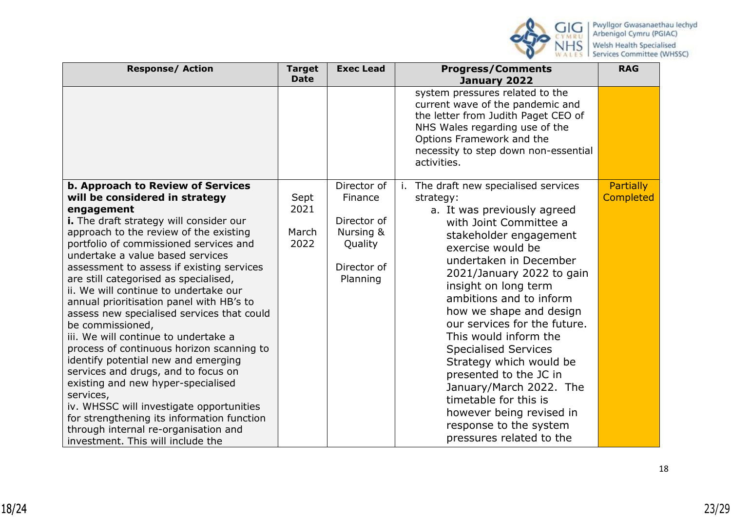| Response/ Action | Target Date | Exec Lead | Progress/Comments January 2022 | RAG |
|---|---|---|---|---|
| | | | system pressures related to the current wave of the pandemic and the letter from Judith Paget CEO of NHS Wales regarding use of the Options Framework and the necessity to step down non-essential activities. | |
| **b. Approach to Review of Services will be considered in strategy engagement**<br>**i.** The draft strategy will consider our approach to the review of the existing portfolio of commissioned services and undertake a value based services assessment to assess if existing services are still categorised as specialised,<br>ii. We will continue to undertake our annual prioritisation panel with HB's to assess new specialised services that could be commissioned,<br>iii. We will continue to undertake a process of continuous horizon scanning to identify potential new and emerging services and drugs, and to focus on existing and new hyper-specialised services,<br>iv. WHSSC will investigate opportunities for strengthening its information function through internal re-organisation and investment. This will include the | Sept 2021<br><br>March 2022 | Director of Finance<br><br>Director of Nursing & Quality<br><br>Director of Planning | i. The draft new specialised services strategy:<br>a. It was previously agreed with Joint Committee a stakeholder engagement exercise would be undertaken in December 2021/January 2022 to gain insight on long term ambitions and to inform how we shape and design our services for the future. This would inform the Specialised Services Strategy which would be presented to the JC in January/March 2022. The timetable for this is however being revised in response to the system pressures related to the | Partially Completed |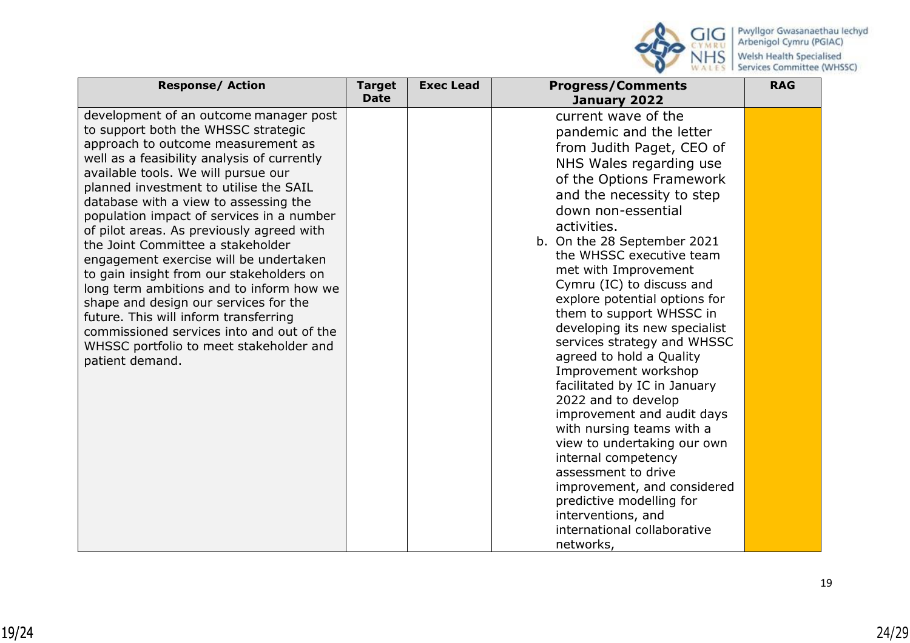| Response/ Action | Target Date | Exec Lead | Progress/Comments January 2022 | RAG |
|---|---|---|---|---|
| development of an outcome manager post to support both the WHSSC strategic approach to outcome measurement as well as a feasibility analysis of currently available tools. We will pursue our planned investment to utilise the SAIL database with a view to assessing the population impact of services in a number of pilot areas. As previously agreed with the Joint Committee a stakeholder engagement exercise will be undertaken to gain insight from our stakeholders on long term ambitions and to inform how we shape and design our services for the future. This will inform transferring commissioned services into and out of the WHSSC portfolio to meet stakeholder and patient demand. | | | current wave of the pandemic and the letter from Judith Paget, CEO of NHS Wales regarding use of the Options Framework and the necessity to step down non-essential activities.<br>b. On the 28 September 2021 the WHSSC executive team met with Improvement Cymru (IC) to discuss and explore potential options for them to support WHSSC in developing its new specialist services strategy and WHSSC agreed to hold a Quality Improvement workshop facilitated by IC in January 2022 and to develop improvement and audit days with nursing teams with a view to undertaking our own internal competency assessment to drive improvement, and considered predictive modelling for interventions, and international collaborative networks, | |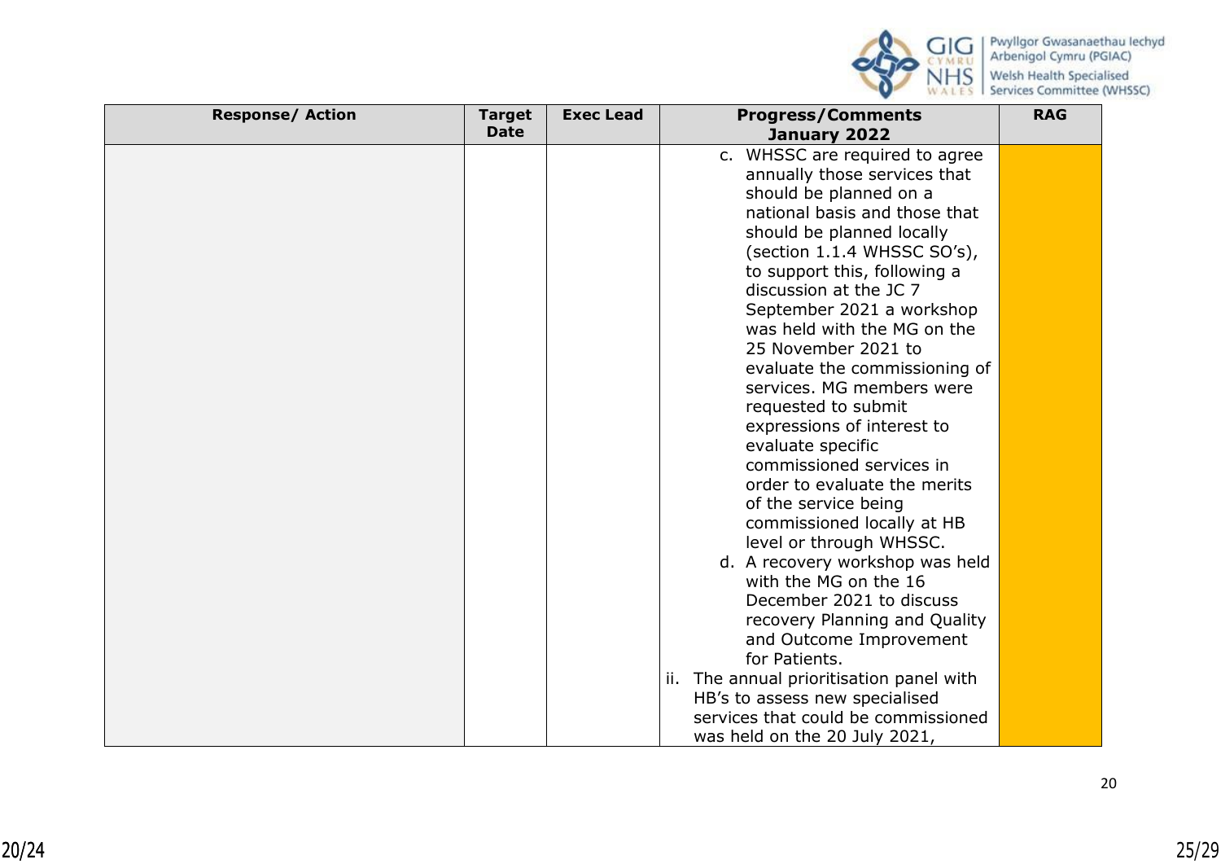| Response/ Action | Target Date | Exec Lead | Progress/Comments January 2022 | RAG |
|---|---|---|---|---|
| | | | c. WHSSC are required to agree annually those services that should be planned on a national basis and those that should be planned locally (section 1.1.4 WHSSC SO's), to support this, following a discussion at the JC 7 September 2021 a workshop was held with the MG on the 25 November 2021 to evaluate the commissioning of services. MG members were requested to submit expressions of interest to evaluate specific commissioned services in order to evaluate the merits of the service being commissioned locally at HB level or through WHSSC.<br>d. A recovery workshop was held with the MG on the 16 December 2021 to discuss recovery Planning and Quality and Outcome Improvement for Patients.<br>ii. The annual prioritisation panel with HB's to assess new specialised services that could be commissioned was held on the 20 July 2021, | |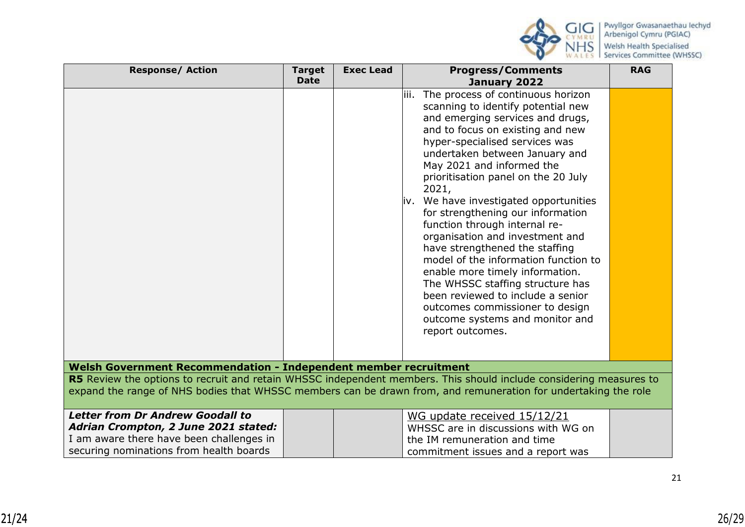| Response/ Action | Target Date | Exec Lead | Progress/Comments January 2022 | RAG |
|---|---|---|---|---|
| | | | iii. The process of continuous horizon scanning to identify potential new and emerging services and drugs, and to focus on existing and new hyper-specialised services was undertaken between January and May 2021 and informed the prioritisation panel on the 20 July 2021,<br>iv. We have investigated opportunities for strengthening our information function through internal re-organisation and investment and have strengthened the staffing model of the information function to enable more timely information. The WHSSC staffing structure has been reviewed to include a senior outcomes commissioner to design outcome systems and monitor and report outcomes. | |
| **Welsh Government Recommendation - Independent member recruitment** | | | | |
| **R5** Review the options to recruit and retain WHSSC independent members. This should include considering measures to expand the range of NHS bodies that WHSSC members can be drawn from, and remuneration for undertaking the role | | | | |
| ***Letter from Dr Andrew Goodall to Adrian Crompton, 2 June 2021 stated:***<br>I am aware there have been challenges in securing nominations from health boards | | | WG update received 15/12/21<br>WHSSC are in discussions with WG on the IM remuneration and time commitment issues and a report was | |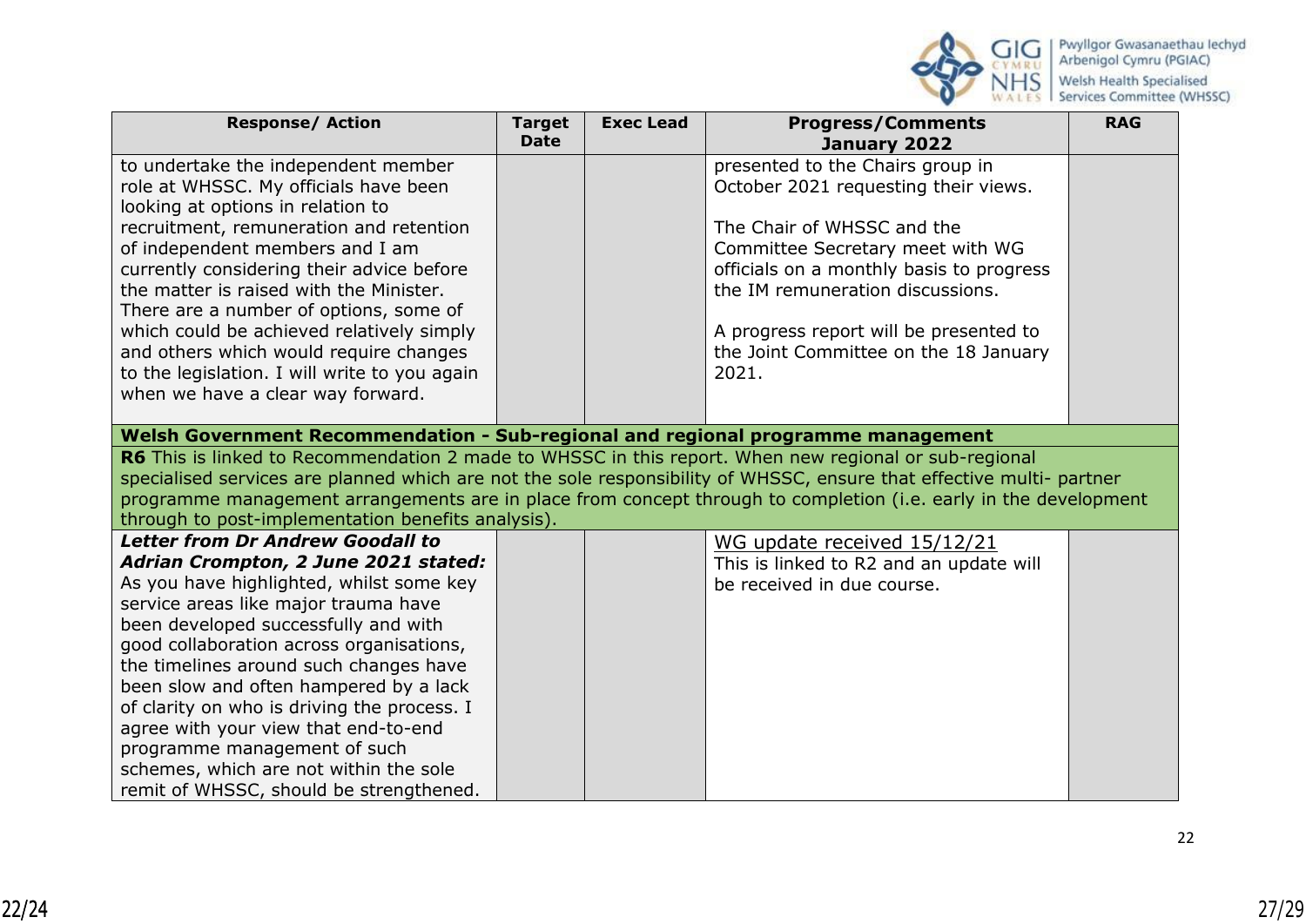| Response/ Action | Target Date | Exec Lead | Progress/Comments January 2022 | RAG |
|---|---|---|---|---|
| to undertake the independent member role at WHSSC. My officials have been looking at options in relation to recruitment, remuneration and retention of independent members and I am currently considering their advice before the matter is raised with the Minister. There are a number of options, some of which could be achieved relatively simply and others which would require changes to the legislation. I will write to you again when we have a clear way forward. | | | presented to the Chairs group in October 2021 requesting their views.<br><br>The Chair of WHSSC and the Committee Secretary meet with WG officials on a monthly basis to progress the IM remuneration discussions.<br><br>A progress report will be presented to the Joint Committee on the 18 January 2021. | |
| **Welsh Government Recommendation - Sub-regional and regional programme management** | | | | |
| **R6** This is linked to Recommendation 2 made to WHSSC in this report. When new regional or sub-regional specialised services are planned which are not the sole responsibility of WHSSC, ensure that effective multi- partner programme management arrangements are in place from concept through to completion (i.e. early in the development through to post-implementation benefits analysis). | | | | |
| ***Letter from Dr Andrew Goodall to Adrian Crompton, 2 June 2021 stated:***<br>As you have highlighted, whilst some key service areas like major trauma have been developed successfully and with good collaboration across organisations, the timelines around such changes have been slow and often hampered by a lack of clarity on who is driving the process. I agree with your view that end-to-end programme management of such schemes, which are not within the sole remit of WHSSC, should be strengthened. | | | WG update received 15/12/21<br>This is linked to R2 and an update will be received in due course. | |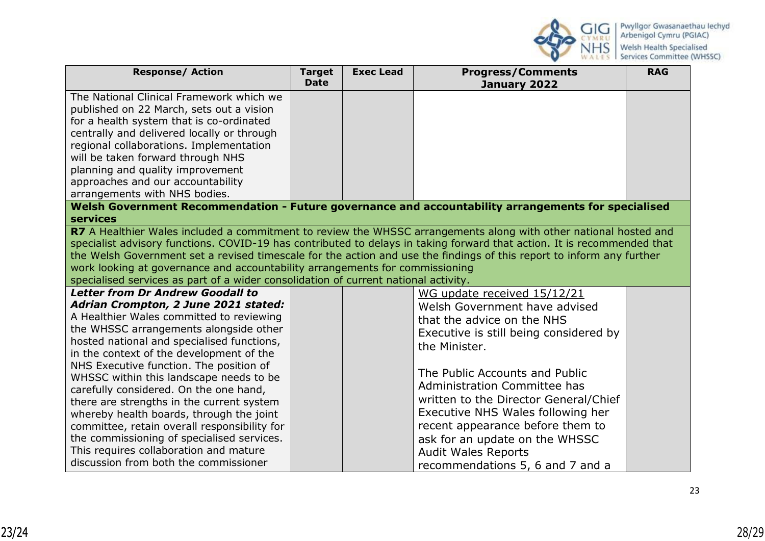| Response/ Action | Target Date | Exec Lead | Progress/Comments January 2022 | RAG |
|---|---|---|---|---|
| The National Clinical Framework which we published on 22 March, sets out a vision for a health system that is co-ordinated centrally and delivered locally or through regional collaborations. Implementation will be taken forward through NHS planning and quality improvement approaches and our accountability arrangements with NHS bodies. | | | | |
| **Welsh Government Recommendation - Future governance and accountability arrangements for specialised services** | | | | |
| **R7** A Healthier Wales included a commitment to review the WHSSC arrangements along with other national hosted and specialist advisory functions. COVID-19 has contributed to delays in taking forward that action. It is recommended that the Welsh Government set a revised timescale for the action and use the findings of this report to inform any further work looking at governance and accountability arrangements for commissioning specialised services as part of a wider consolidation of current national activity. | | | | |
| ***Letter from Dr Andrew Goodall to Adrian Crompton, 2 June 2021 stated:*** A Healthier Wales committed to reviewing the WHSSC arrangements alongside other hosted national and specialised functions, in the context of the development of the NHS Executive function. The position of WHSSC within this landscape needs to be carefully considered. On the one hand, there are strengths in the current system whereby health boards, through the joint committee, retain overall responsibility for the commissioning of specialised services. This requires collaboration and mature discussion from both the commissioner | | | WG update received 15/12/21<br>Welsh Government have advised that the advice on the NHS Executive is still being considered by the Minister.<br><br>The Public Accounts and Public Administration Committee has written to the Director General/Chief Executive NHS Wales following her recent appearance before them to ask for an update on the WHSSC Audit Wales Reports recommendations 5, 6 and 7 and a | |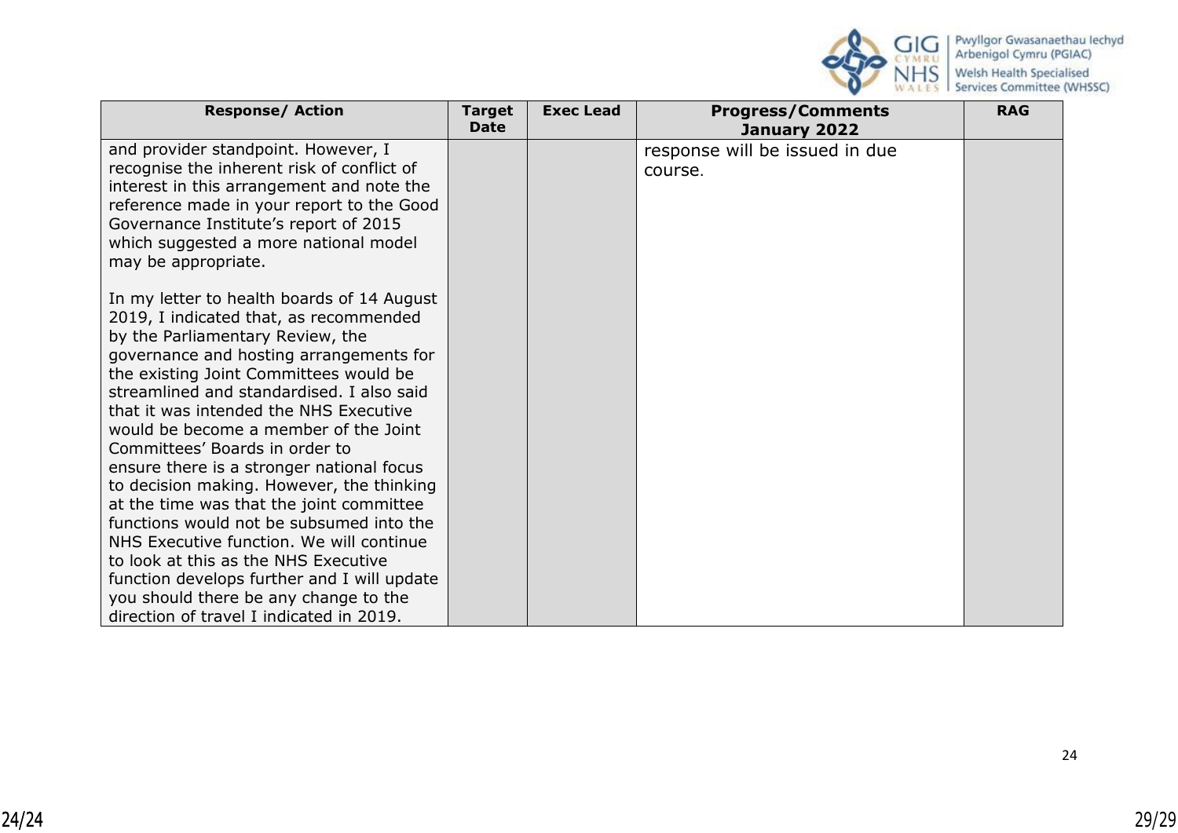| Response/ Action | Target Date | Exec Lead | Progress/Comments January 2022 | RAG |
|---|---|---|---|---|
| and provider standpoint. However, I recognise the inherent risk of conflict of interest in this arrangement and note the reference made in your report to the Good Governance Institute's report of 2015 which suggested a more national model may be appropriate.<br><br>In my letter to health boards of 14 August 2019, I indicated that, as recommended by the Parliamentary Review, the governance and hosting arrangements for the existing Joint Committees would be streamlined and standardised. I also said that it was intended the NHS Executive would be become a member of the Joint Committees' Boards in order to ensure there is a stronger national focus to decision making. However, the thinking at the time was that the joint committee functions would not be subsumed into the NHS Executive function. We will continue to look at this as the NHS Executive function develops further and I will update you should there be any change to the direction of travel I indicated in 2019. | | | response will be issued in due course. | |